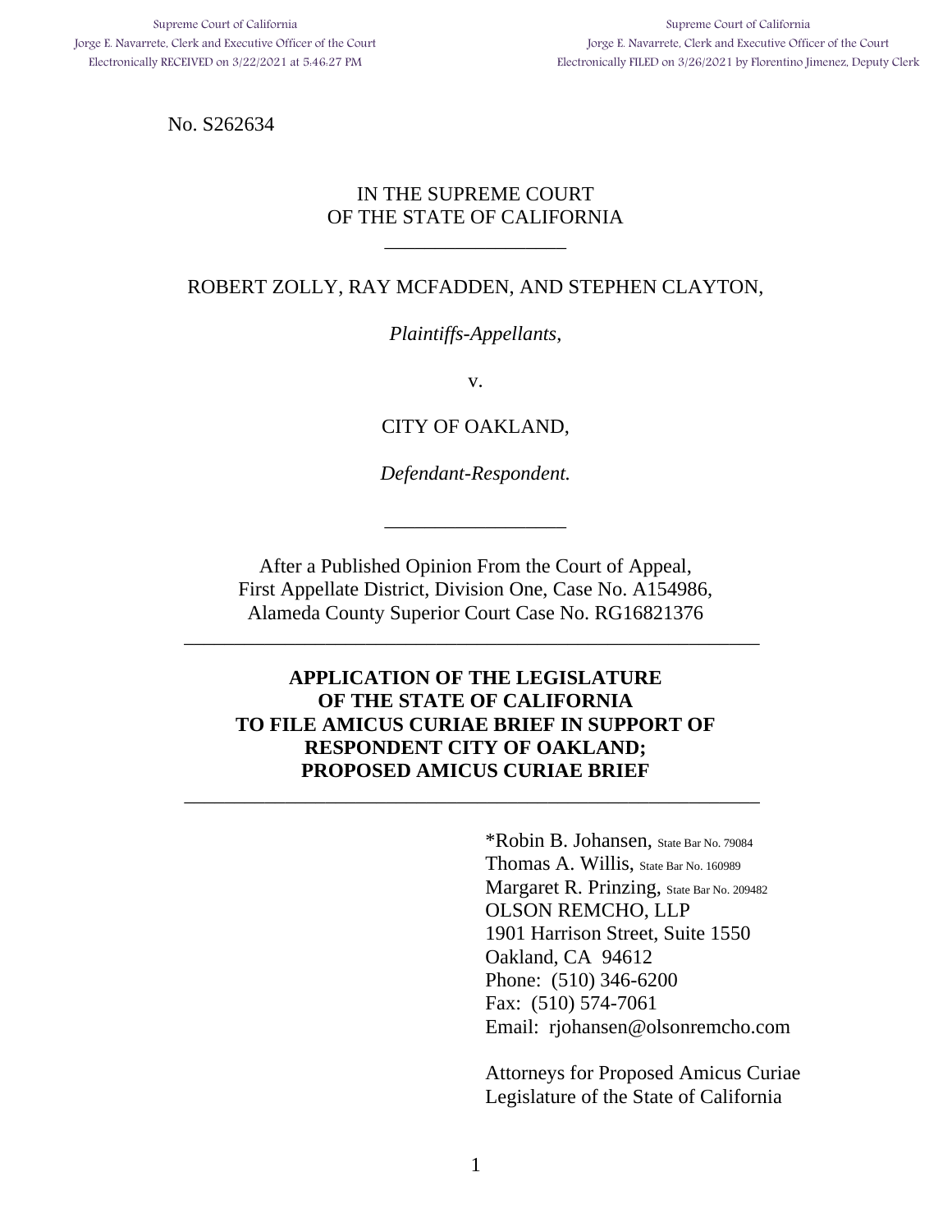Supreme Court of California
Jorge E. Navarrete, Clerk and Executive Officer of the Court
Electronically RECEIVED on 3/22/2021 at 5:46:27 PM

Supreme Court of California
Jorge E. Navarrete, Clerk and Executive Officer of the Court
Electronically FILED on 3/26/2021 by Florentino Jimenez, Deputy Clerk

No. S262634

IN THE SUPREME COURT
OF THE STATE OF CALIFORNIA

---

ROBERT ZOLLY, RAY MCFADDEN, AND STEPHEN CLAYTON,

*Plaintiffs-Appellants*,

v.

CITY OF OAKLAND,

*Defendant-Respondent.*

---

After a Published Opinion From the Court of Appeal,
First Appellate District, Division One, Case No. A154986,
Alameda County Superior Court Case No. RG16821376

---

**APPLICATION OF THE LEGISLATURE OF THE STATE OF CALIFORNIA TO FILE AMICUS CURIAE BRIEF IN SUPPORT OF RESPONDENT CITY OF OAKLAND; PROPOSED AMICUS CURIAE BRIEF**

---

*Robin B. Johansen, State Bar No. 79084
Thomas A. Willis, State Bar No. 160989
Margaret R. Prinzing, State Bar No. 209482
OLSON REMCHO, LLP
1901 Harrison Street, Suite 1550
Oakland, CA 94612
Phone: (510) 346-6200
Fax: (510) 574-7061
Email: rjohansen@olsonremcho.com

Attorneys for Proposed Amicus Curiae
Legislature of the State of California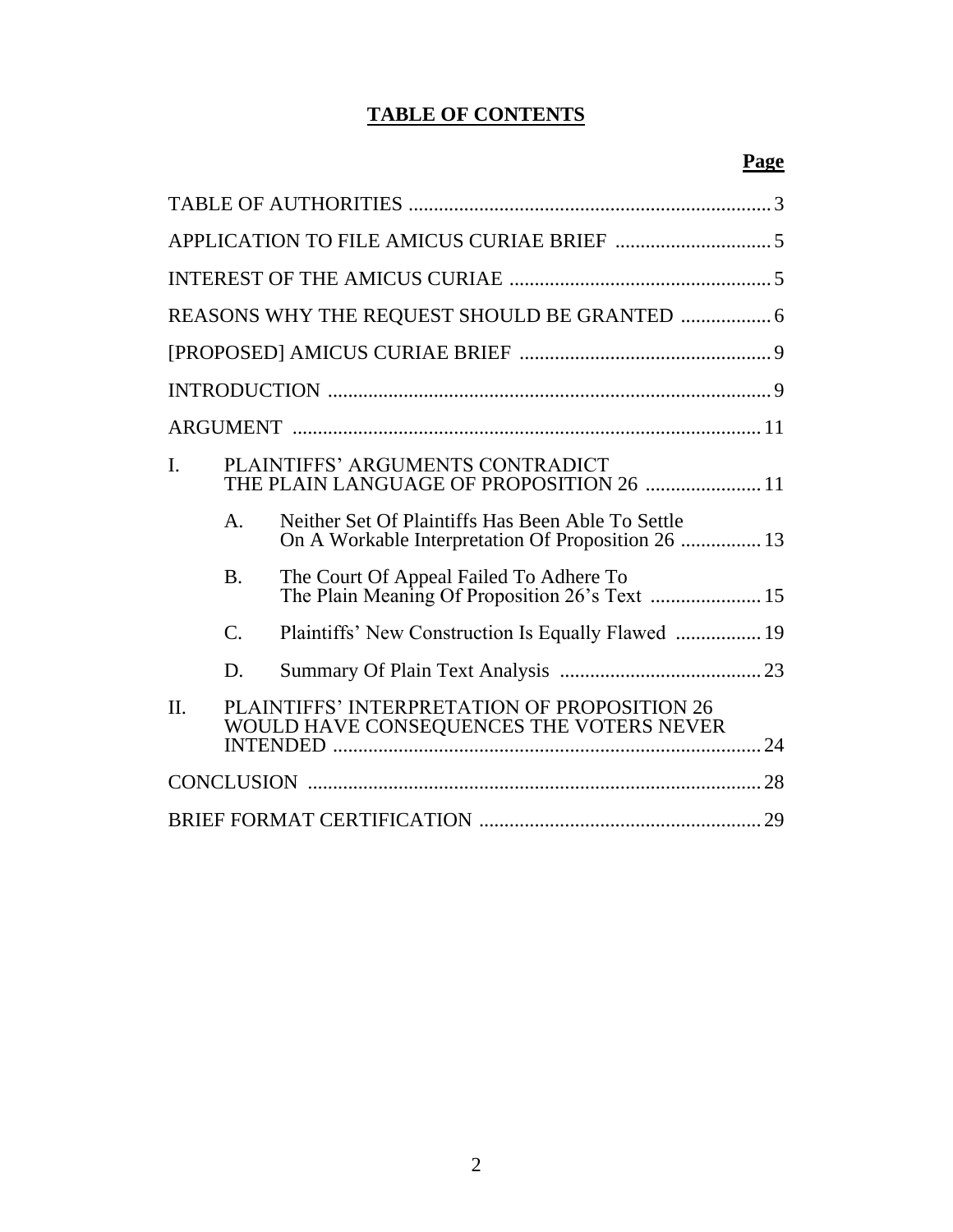# TABLE OF CONTENTS

**Page**

| | | | |
|---|---|---|---|
| TABLE OF AUTHORITIES | | | 3 |
| APPLICATION TO FILE AMICUS CURIAE BRIEF | | | 5 |
| INTEREST OF THE AMICUS CURIAE | | | 5 |
| REASONS WHY THE REQUEST SHOULD BE GRANTED | | | 6 |
| [PROPOSED] AMICUS CURIAE BRIEF | | | 9 |
| INTRODUCTION | | | 9 |
| ARGUMENT | | | 11 |
| I. | PLAINTIFFS' ARGUMENTS CONTRADICT THE PLAIN LANGUAGE OF PROPOSITION 26 | | 11 |
| | A. | Neither Set Of Plaintiffs Has Been Able To Settle On A Workable Interpretation Of Proposition 26 | 13 |
| | B. | The Court Of Appeal Failed To Adhere To The Plain Meaning Of Proposition 26's Text | 15 |
| | C. | Plaintiffs' New Construction Is Equally Flawed | 19 |
| | D. | Summary Of Plain Text Analysis | 23 |
| II. | PLAINTIFFS' INTERPRETATION OF PROPOSITION 26 WOULD HAVE CONSEQUENCES THE VOTERS NEVER INTENDED | | 24 |
| CONCLUSION | | | 28 |
| BRIEF FORMAT CERTIFICATION | | | 29 |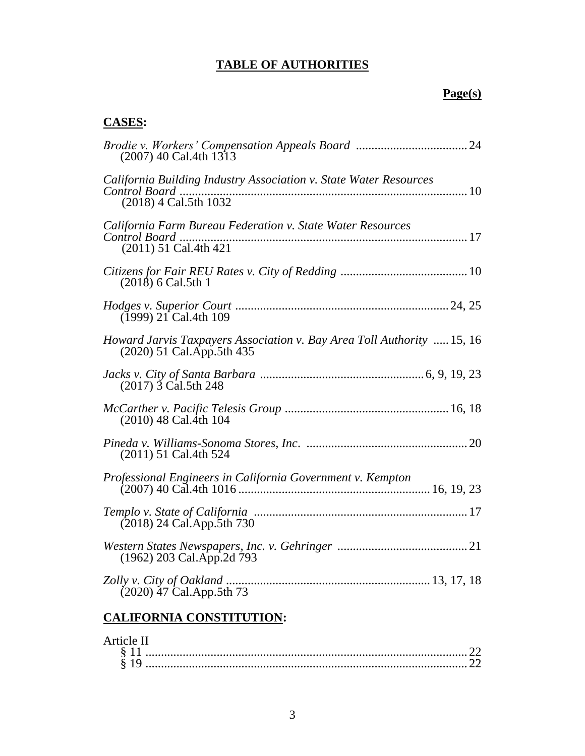# TABLE OF AUTHORITIES

**Page(s)**

## CASES:

*Brodie v. Workers' Compensation Appeals Board* .................................... 24
(2007) 40 Cal.4th 1313

*California Building Industry Association v. State Water Resources Control Board* ............................................................................................ 10
(2018) 4 Cal.5th 1032

*California Farm Bureau Federation v. State Water Resources Control Board* ............................................................................................ 17
(2011) 51 Cal.4th 421

*Citizens for Fair REU Rates v. City of Redding* ......................................... 10
(2018) 6 Cal.5th 1

*Hodges v. Superior Court* .................................................................... 24, 25
(1999) 21 Cal.4th 109

*Howard Jarvis Taxpayers Association v. Bay Area Toll Authority* ..... 15, 16
(2020) 51 Cal.App.5th 435

*Jacks v. City of Santa Barbara* .................................................... 6, 9, 19, 23
(2017) 3 Cal.5th 248

*McCarther v. Pacific Telesis Group* ..................................................... 16, 18
(2010) 48 Cal.4th 104

*Pineda v. Williams-Sonoma Stores, Inc.* ................................................... 20
(2011) 51 Cal.4th 524

*Professional Engineers in California Government v. Kempton*
(2007) 40 Cal.4th 1016 ............................................................ 16, 19, 23

*Templo v. State of California* ..................................................................... 17
(2018) 24 Cal.App.5th 730

*Western States Newspapers, Inc. v. Gehringer* .......................................... 21
(1962) 203 Cal.App.2d 793

*Zolly v. City of Oakland* ................................................................. 13, 17, 18
(2020) 47 Cal.App.5th 73

## CALIFORNIA CONSTITUTION:

Article II
§ 11 ....................................................................................................... 22
§ 19 ....................................................................................................... 22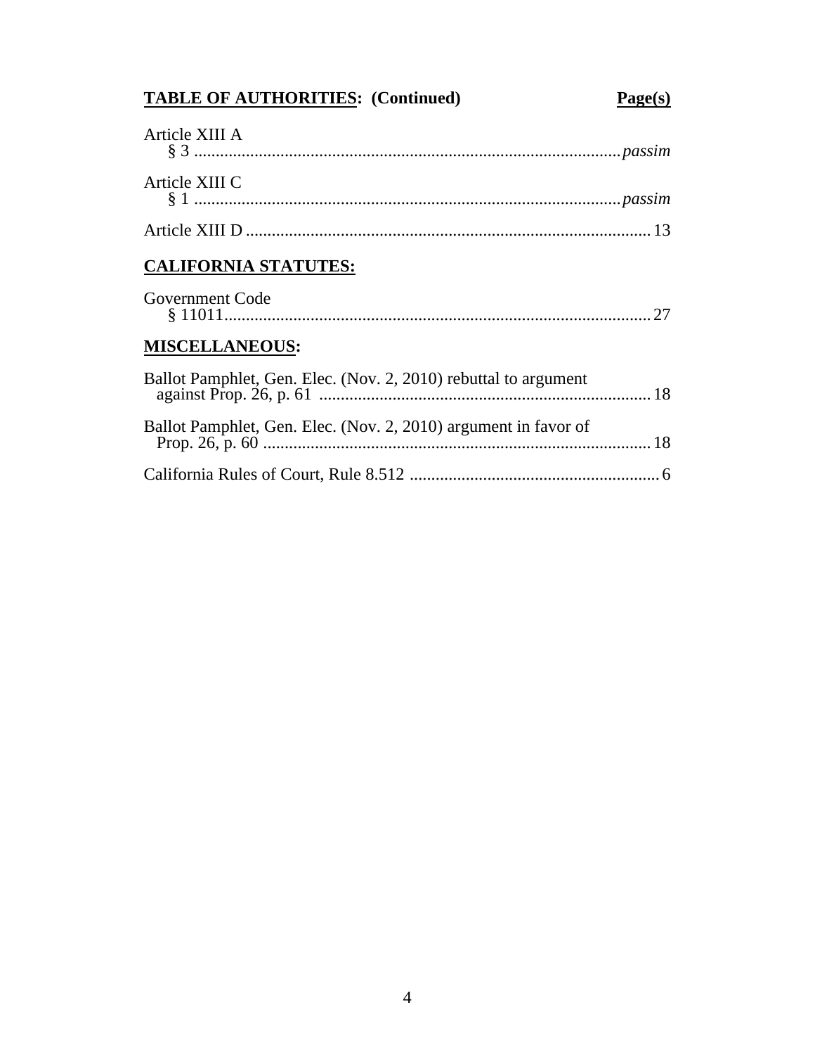**TABLE OF AUTHORITIES: (Continued)** **Page(s)**

Article XIII A
§ 3 .......... *passim*

Article XIII C
§ 1 .......... *passim*

Article XIII D .......... 13

**CALIFORNIA STATUTES:**

Government Code
§ 11011.......... 27

**MISCELLANEOUS:**

Ballot Pamphlet, Gen. Elec. (Nov. 2, 2010) rebuttal to argument against Prop. 26, p. 61 .......... 18

Ballot Pamphlet, Gen. Elec. (Nov. 2, 2010) argument in favor of Prop. 26, p. 60 .......... 18

California Rules of Court, Rule 8.512 .......... 6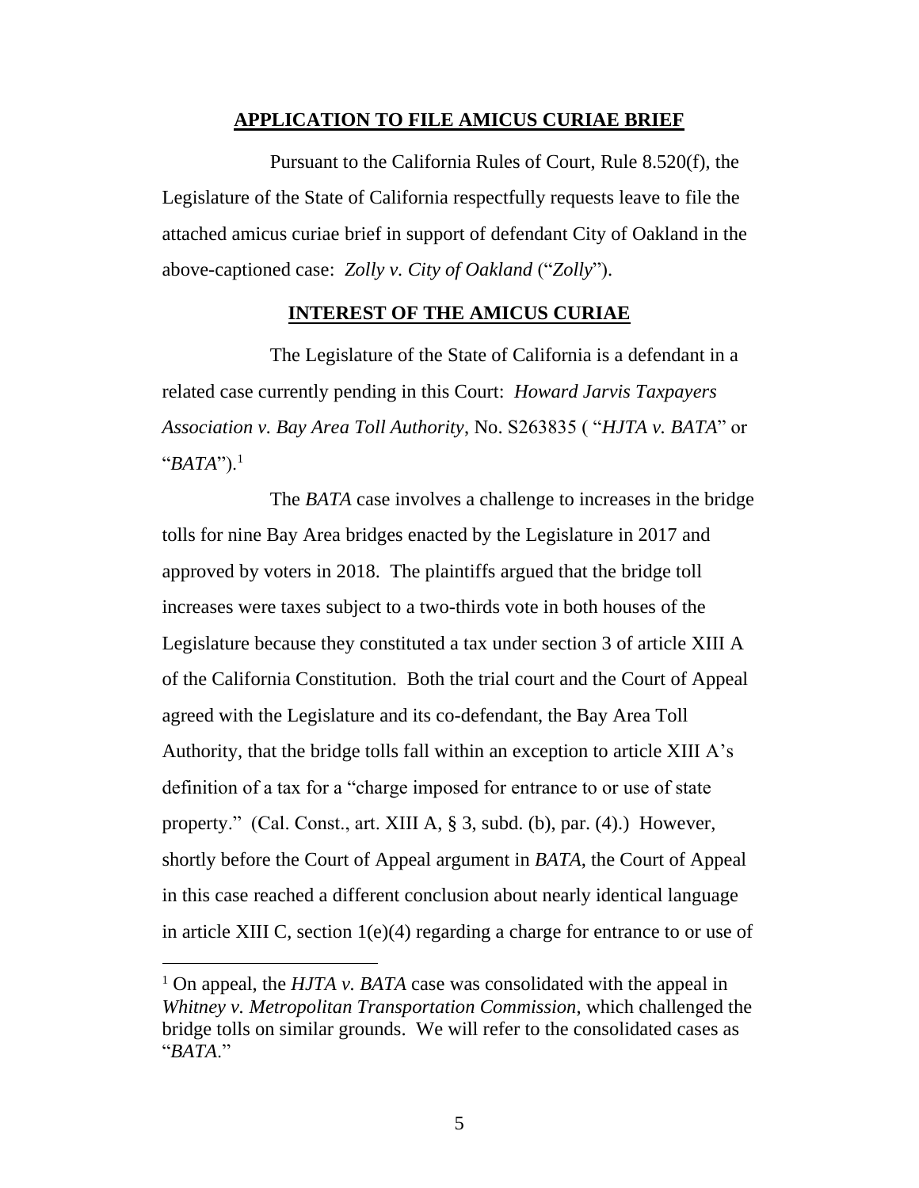## APPLICATION TO FILE AMICUS CURIAE BRIEF

Pursuant to the California Rules of Court, Rule 8.520(f), the Legislature of the State of California respectfully requests leave to file the attached amicus curiae brief in support of defendant City of Oakland in the above-captioned case: *Zolly v. City of Oakland* ("*Zolly*").

## INTEREST OF THE AMICUS CURIAE

The Legislature of the State of California is a defendant in a related case currently pending in this Court: *Howard Jarvis Taxpayers Association v. Bay Area Toll Authority*, No. S263835 ( "*HJTA v. BATA*" or "*BATA*").[1]

The *BATA* case involves a challenge to increases in the bridge tolls for nine Bay Area bridges enacted by the Legislature in 2017 and approved by voters in 2018. The plaintiffs argued that the bridge toll increases were taxes subject to a two-thirds vote in both houses of the Legislature because they constituted a tax under section 3 of article XIII A of the California Constitution. Both the trial court and the Court of Appeal agreed with the Legislature and its co-defendant, the Bay Area Toll Authority, that the bridge tolls fall within an exception to article XIII A's definition of a tax for a "charge imposed for entrance to or use of state property." (Cal. Const., art. XIII A, § 3, subd. (b), par. (4).) However, shortly before the Court of Appeal argument in *BATA*, the Court of Appeal in this case reached a different conclusion about nearly identical language in article XIII C, section 1(e)(4) regarding a charge for entrance to or use of

[1] On appeal, the *HJTA v. BATA* case was consolidated with the appeal in *Whitney v. Metropolitan Transportation Commission*, which challenged the bridge tolls on similar grounds. We will refer to the consolidated cases as "*BATA*."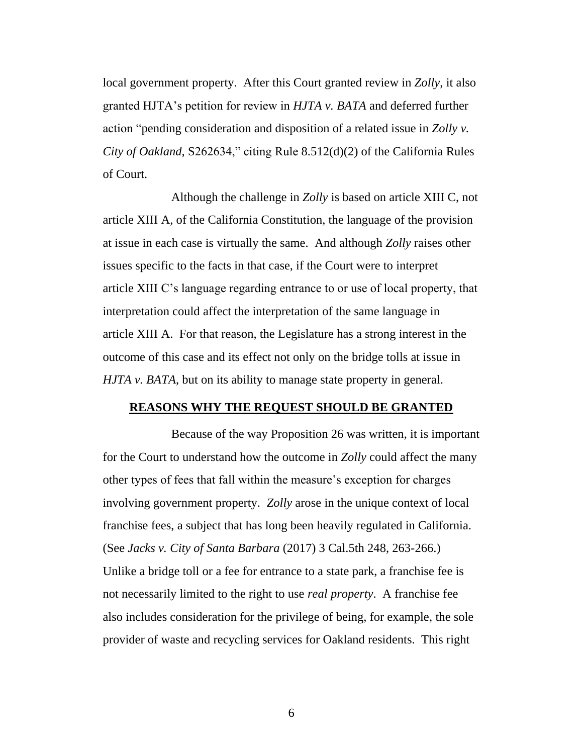local government property. After this Court granted review in *Zolly*, it also granted HJTA's petition for review in *HJTA v. BATA* and deferred further action "pending consideration and disposition of a related issue in *Zolly v. City of Oakland*, S262634," citing Rule 8.512(d)(2) of the California Rules of Court.

Although the challenge in *Zolly* is based on article XIII C, not article XIII A, of the California Constitution, the language of the provision at issue in each case is virtually the same. And although *Zolly* raises other issues specific to the facts in that case, if the Court were to interpret article XIII C's language regarding entrance to or use of local property, that interpretation could affect the interpretation of the same language in article XIII A. For that reason, the Legislature has a strong interest in the outcome of this case and its effect not only on the bridge tolls at issue in *HJTA v. BATA*, but on its ability to manage state property in general.

## REASONS WHY THE REQUEST SHOULD BE GRANTED

Because of the way Proposition 26 was written, it is important for the Court to understand how the outcome in *Zolly* could affect the many other types of fees that fall within the measure's exception for charges involving government property. *Zolly* arose in the unique context of local franchise fees, a subject that has long been heavily regulated in California. (See *Jacks v. City of Santa Barbara* (2017) 3 Cal.5th 248, 263-266.) Unlike a bridge toll or a fee for entrance to a state park, a franchise fee is not necessarily limited to the right to use *real property*. A franchise fee also includes consideration for the privilege of being, for example, the sole provider of waste and recycling services for Oakland residents. This right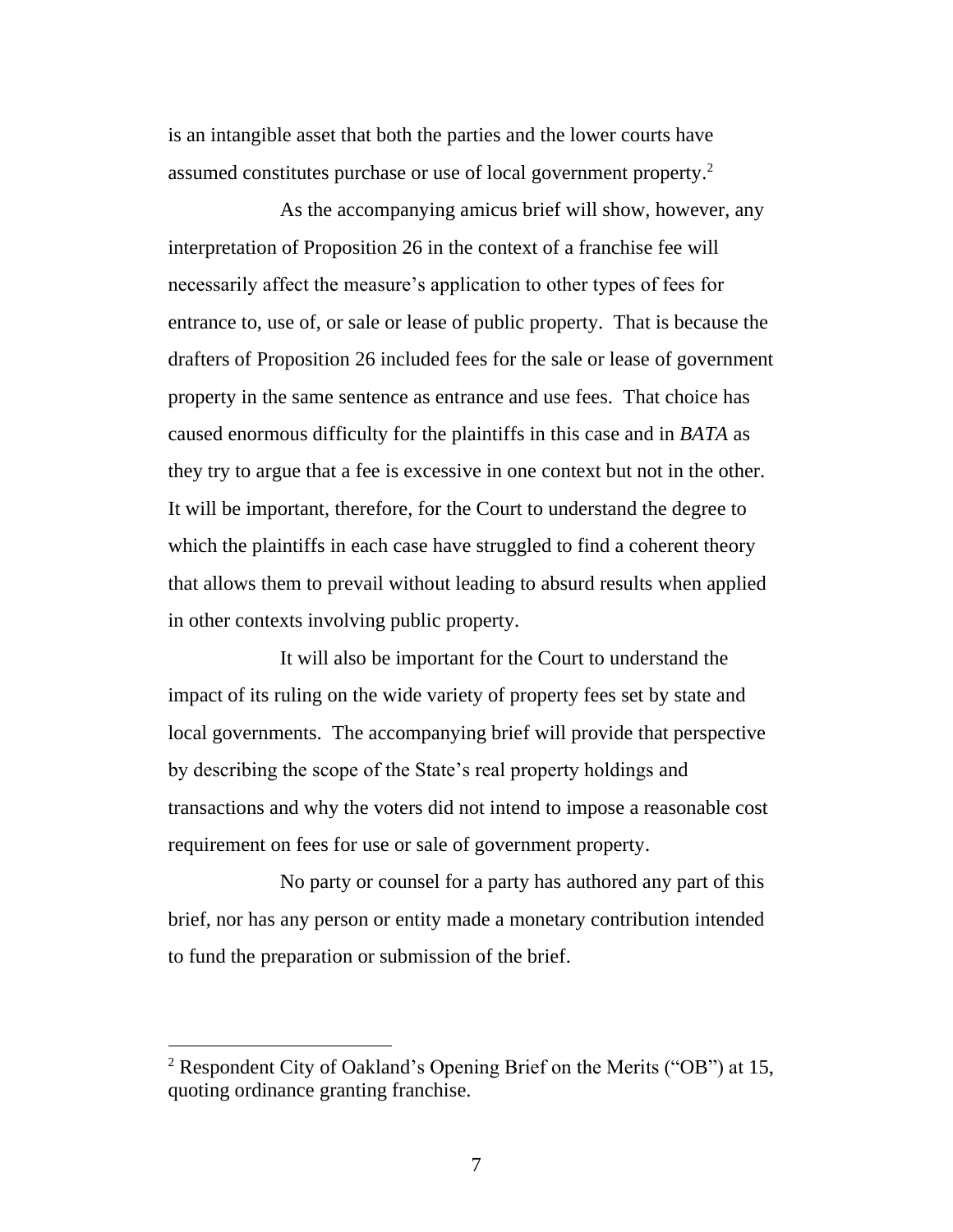is an intangible asset that both the parties and the lower courts have assumed constitutes purchase or use of local government property.[2]

As the accompanying amicus brief will show, however, any interpretation of Proposition 26 in the context of a franchise fee will necessarily affect the measure's application to other types of fees for entrance to, use of, or sale or lease of public property. That is because the drafters of Proposition 26 included fees for the sale or lease of government property in the same sentence as entrance and use fees. That choice has caused enormous difficulty for the plaintiffs in this case and in *BATA* as they try to argue that a fee is excessive in one context but not in the other. It will be important, therefore, for the Court to understand the degree to which the plaintiffs in each case have struggled to find a coherent theory that allows them to prevail without leading to absurd results when applied in other contexts involving public property.

It will also be important for the Court to understand the impact of its ruling on the wide variety of property fees set by state and local governments. The accompanying brief will provide that perspective by describing the scope of the State's real property holdings and transactions and why the voters did not intend to impose a reasonable cost requirement on fees for use or sale of government property.

No party or counsel for a party has authored any part of this brief, nor has any person or entity made a monetary contribution intended to fund the preparation or submission of the brief.

---

[2] Respondent City of Oakland's Opening Brief on the Merits ("OB") at 15, quoting ordinance granting franchise.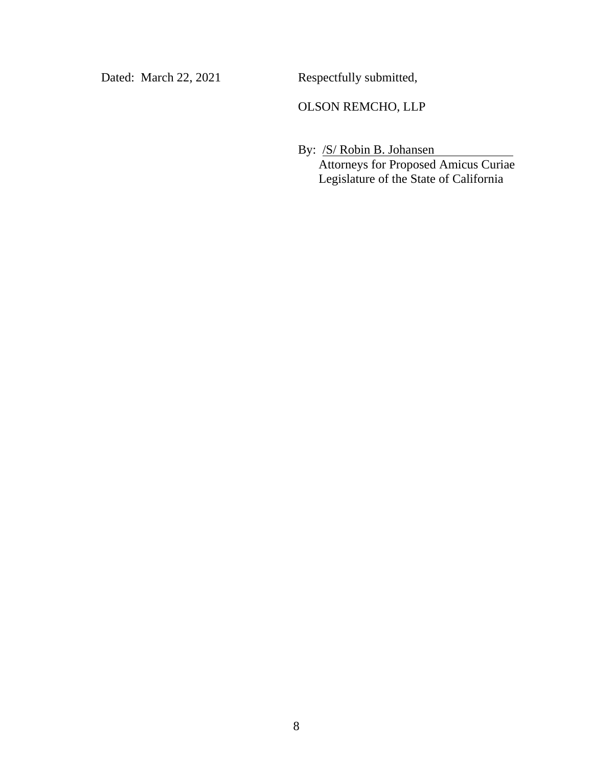Dated: March 22, 2021

Respectfully submitted,

OLSON REMCHO, LLP

By: /S/ Robin B. Johansen
Attorneys for Proposed Amicus Curiae
Legislature of the State of California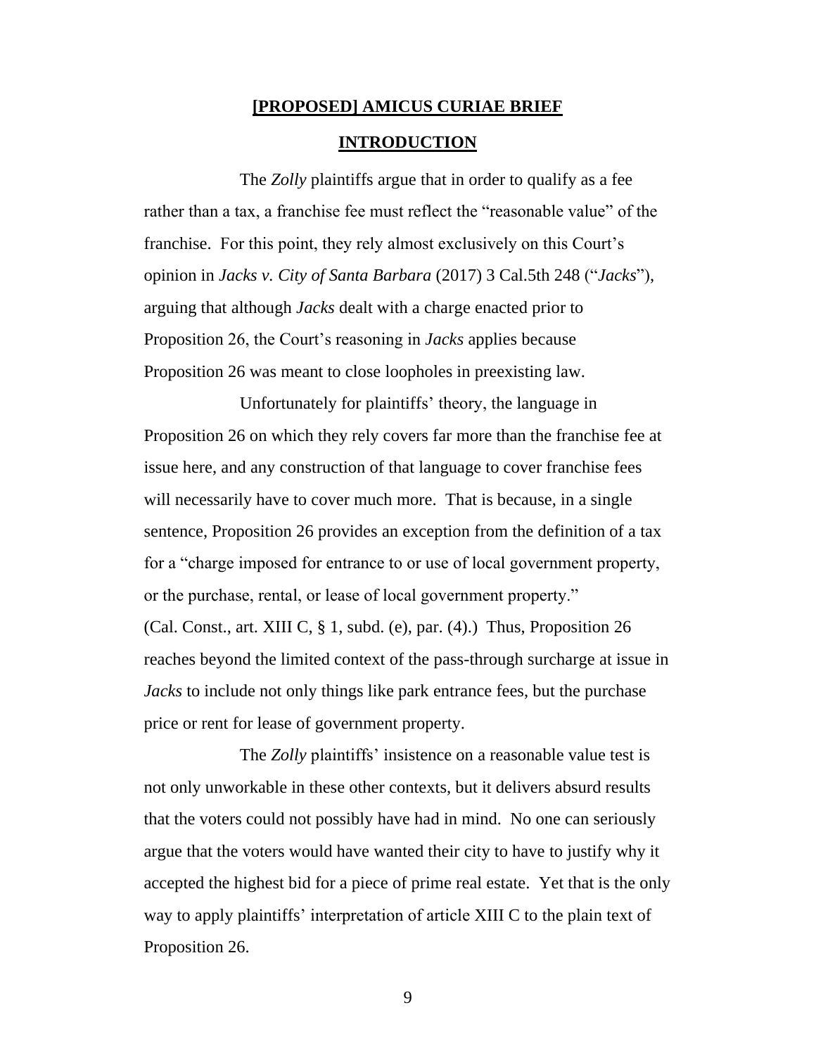## **[PROPOSED] AMICUS CURIAE BRIEF**

### **INTRODUCTION**

The *Zolly* plaintiffs argue that in order to qualify as a fee rather than a tax, a franchise fee must reflect the "reasonable value" of the franchise. For this point, they rely almost exclusively on this Court's opinion in *Jacks v. City of Santa Barbara* (2017) 3 Cal.5th 248 ("*Jacks*"), arguing that although *Jacks* dealt with a charge enacted prior to Proposition 26, the Court's reasoning in *Jacks* applies because Proposition 26 was meant to close loopholes in preexisting law.

Unfortunately for plaintiffs' theory, the language in Proposition 26 on which they rely covers far more than the franchise fee at issue here, and any construction of that language to cover franchise fees will necessarily have to cover much more. That is because, in a single sentence, Proposition 26 provides an exception from the definition of a tax for a "charge imposed for entrance to or use of local government property, or the purchase, rental, or lease of local government property." (Cal. Const., art. XIII C, § 1, subd. (e), par. (4).) Thus, Proposition 26 reaches beyond the limited context of the pass-through surcharge at issue in *Jacks* to include not only things like park entrance fees, but the purchase price or rent for lease of government property.

The *Zolly* plaintiffs' insistence on a reasonable value test is not only unworkable in these other contexts, but it delivers absurd results that the voters could not possibly have had in mind. No one can seriously argue that the voters would have wanted their city to have to justify why it accepted the highest bid for a piece of prime real estate. Yet that is the only way to apply plaintiffs' interpretation of article XIII C to the plain text of Proposition 26.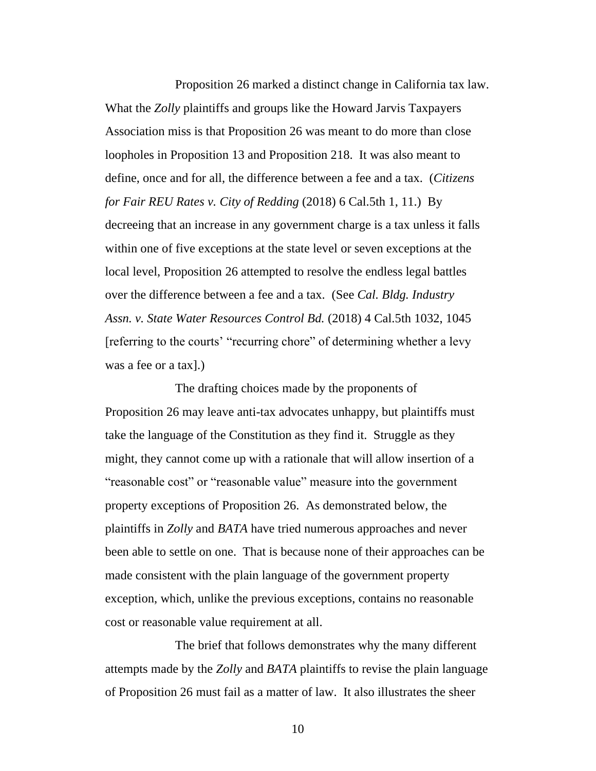Proposition 26 marked a distinct change in California tax law. What the *Zolly* plaintiffs and groups like the Howard Jarvis Taxpayers Association miss is that Proposition 26 was meant to do more than close loopholes in Proposition 13 and Proposition 218. It was also meant to define, once and for all, the difference between a fee and a tax. (*Citizens for Fair REU Rates v. City of Redding* (2018) 6 Cal.5th 1, 11.) By decreeing that an increase in any government charge is a tax unless it falls within one of five exceptions at the state level or seven exceptions at the local level, Proposition 26 attempted to resolve the endless legal battles over the difference between a fee and a tax. (See *Cal. Bldg. Industry Assn. v. State Water Resources Control Bd.* (2018) 4 Cal.5th 1032, 1045 [referring to the courts' "recurring chore" of determining whether a levy was a fee or a tax].)

The drafting choices made by the proponents of Proposition 26 may leave anti-tax advocates unhappy, but plaintiffs must take the language of the Constitution as they find it. Struggle as they might, they cannot come up with a rationale that will allow insertion of a "reasonable cost" or "reasonable value" measure into the government property exceptions of Proposition 26. As demonstrated below, the plaintiffs in *Zolly* and *BATA* have tried numerous approaches and never been able to settle on one. That is because none of their approaches can be made consistent with the plain language of the government property exception, which, unlike the previous exceptions, contains no reasonable cost or reasonable value requirement at all.

The brief that follows demonstrates why the many different attempts made by the *Zolly* and *BATA* plaintiffs to revise the plain language of Proposition 26 must fail as a matter of law. It also illustrates the sheer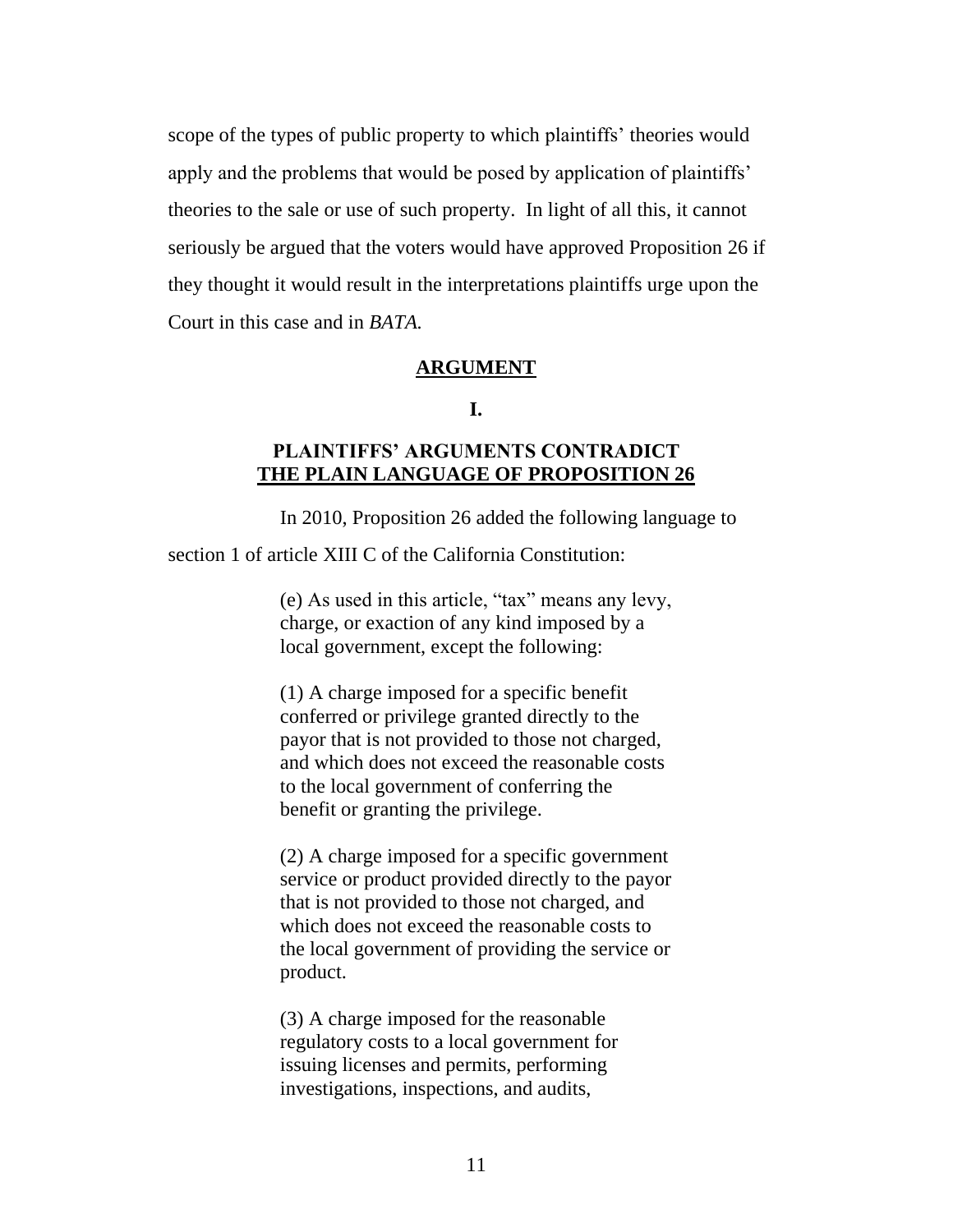scope of the types of public property to which plaintiffs' theories would apply and the problems that would be posed by application of plaintiffs' theories to the sale or use of such property. In light of all this, it cannot seriously be argued that the voters would have approved Proposition 26 if they thought it would result in the interpretations plaintiffs urge upon the Court in this case and in *BATA.*

## ARGUMENT

### I.

### PLAINTIFFS' ARGUMENTS CONTRADICT THE PLAIN LANGUAGE OF PROPOSITION 26

In 2010, Proposition 26 added the following language to section 1 of article XIII C of the California Constitution:

> (e) As used in this article, "tax" means any levy, charge, or exaction of any kind imposed by a local government, except the following:
>
> (1) A charge imposed for a specific benefit conferred or privilege granted directly to the payor that is not provided to those not charged, and which does not exceed the reasonable costs to the local government of conferring the benefit or granting the privilege.
>
> (2) A charge imposed for a specific government service or product provided directly to the payor that is not provided to those not charged, and which does not exceed the reasonable costs to the local government of providing the service or product.
>
> (3) A charge imposed for the reasonable regulatory costs to a local government for issuing licenses and permits, performing investigations, inspections, and audits,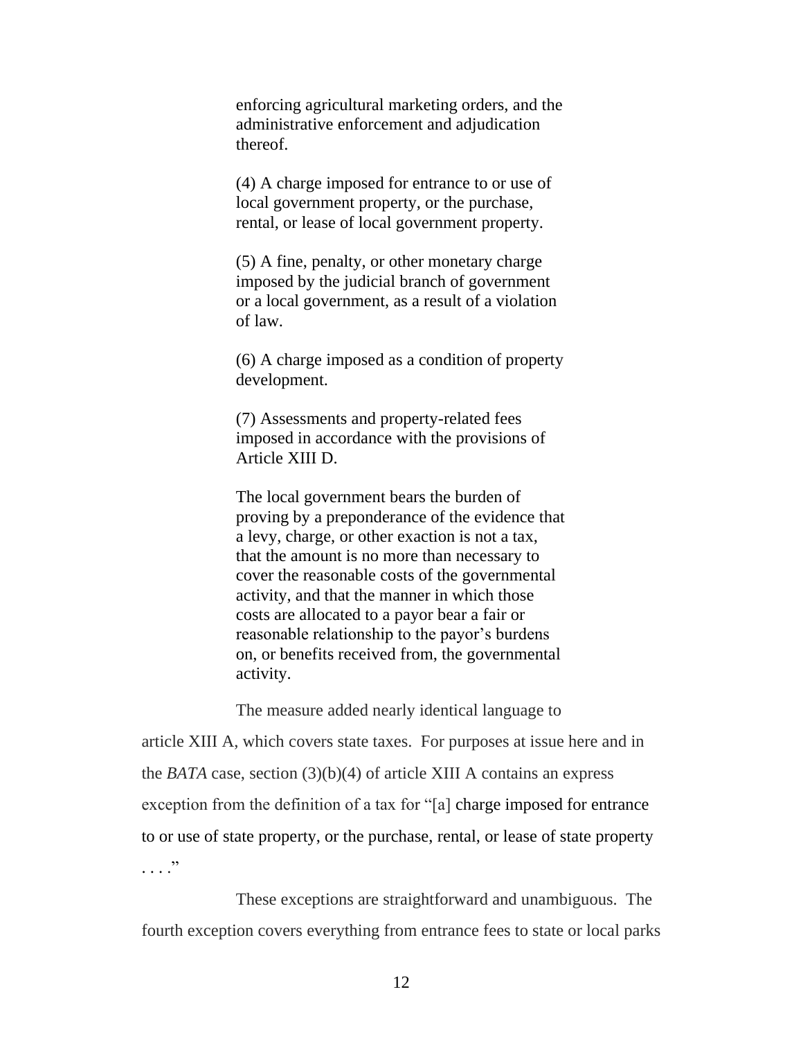> enforcing agricultural marketing orders, and the administrative enforcement and adjudication thereof.
>
> (4) A charge imposed for entrance to or use of local government property, or the purchase, rental, or lease of local government property.
>
> (5) A fine, penalty, or other monetary charge imposed by the judicial branch of government or a local government, as a result of a violation of law.
>
> (6) A charge imposed as a condition of property development.
>
> (7) Assessments and property-related fees imposed in accordance with the provisions of Article XIII D.
>
> The local government bears the burden of proving by a preponderance of the evidence that a levy, charge, or other exaction is not a tax, that the amount is no more than necessary to cover the reasonable costs of the governmental activity, and that the manner in which those costs are allocated to a payor bear a fair or reasonable relationship to the payor's burdens on, or benefits received from, the governmental activity.

The measure added nearly identical language to article XIII A, which covers state taxes. For purposes at issue here and in the *BATA* case, section (3)(b)(4) of article XIII A contains an express exception from the definition of a tax for "[a] charge imposed for entrance to or use of state property, or the purchase, rental, or lease of state property . . . ."

These exceptions are straightforward and unambiguous. The fourth exception covers everything from entrance fees to state or local parks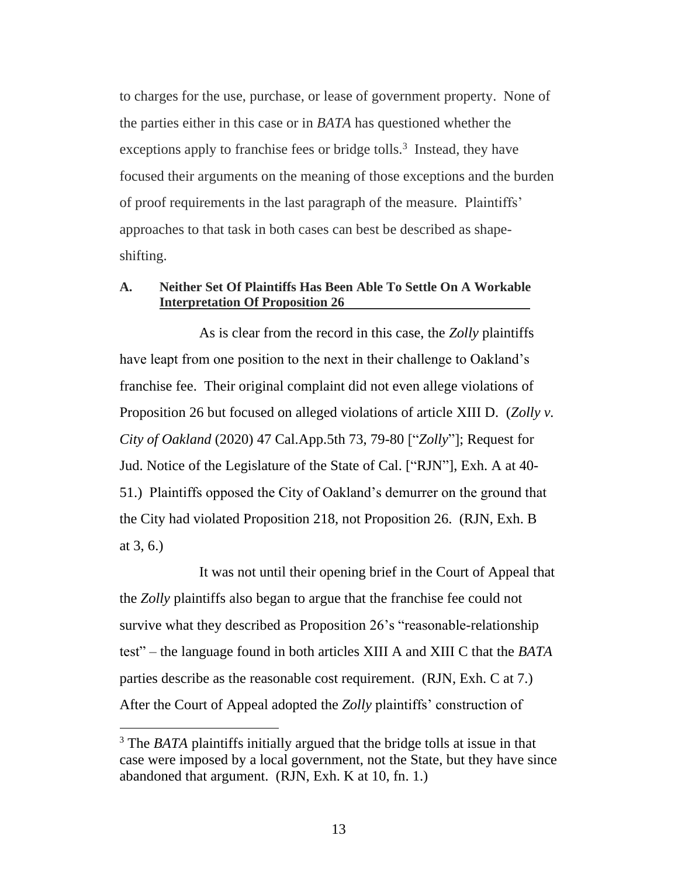to charges for the use, purchase, or lease of government property. None of the parties either in this case or in *BATA* has questioned whether the exceptions apply to franchise fees or bridge tolls.[3] Instead, they have focused their arguments on the meaning of those exceptions and the burden of proof requirements in the last paragraph of the measure. Plaintiffs' approaches to that task in both cases can best be described as shape-shifting.

### A. Neither Set Of Plaintiffs Has Been Able To Settle On A Workable Interpretation Of Proposition 26

As is clear from the record in this case, the *Zolly* plaintiffs have leapt from one position to the next in their challenge to Oakland's franchise fee. Their original complaint did not even allege violations of Proposition 26 but focused on alleged violations of article XIII D. (*Zolly v. City of Oakland* (2020) 47 Cal.App.5th 73, 79-80 ["*Zolly*"]; Request for Jud. Notice of the Legislature of the State of Cal. ["RJN"], Exh. A at 40-51.) Plaintiffs opposed the City of Oakland's demurrer on the ground that the City had violated Proposition 218, not Proposition 26. (RJN, Exh. B at 3, 6.)

It was not until their opening brief in the Court of Appeal that the *Zolly* plaintiffs also began to argue that the franchise fee could not survive what they described as Proposition 26's "reasonable-relationship test" – the language found in both articles XIII A and XIII C that the *BATA* parties describe as the reasonable cost requirement. (RJN, Exh. C at 7.) After the Court of Appeal adopted the *Zolly* plaintiffs' construction of

[3] The *BATA* plaintiffs initially argued that the bridge tolls at issue in that case were imposed by a local government, not the State, but they have since abandoned that argument. (RJN, Exh. K at 10, fn. 1.)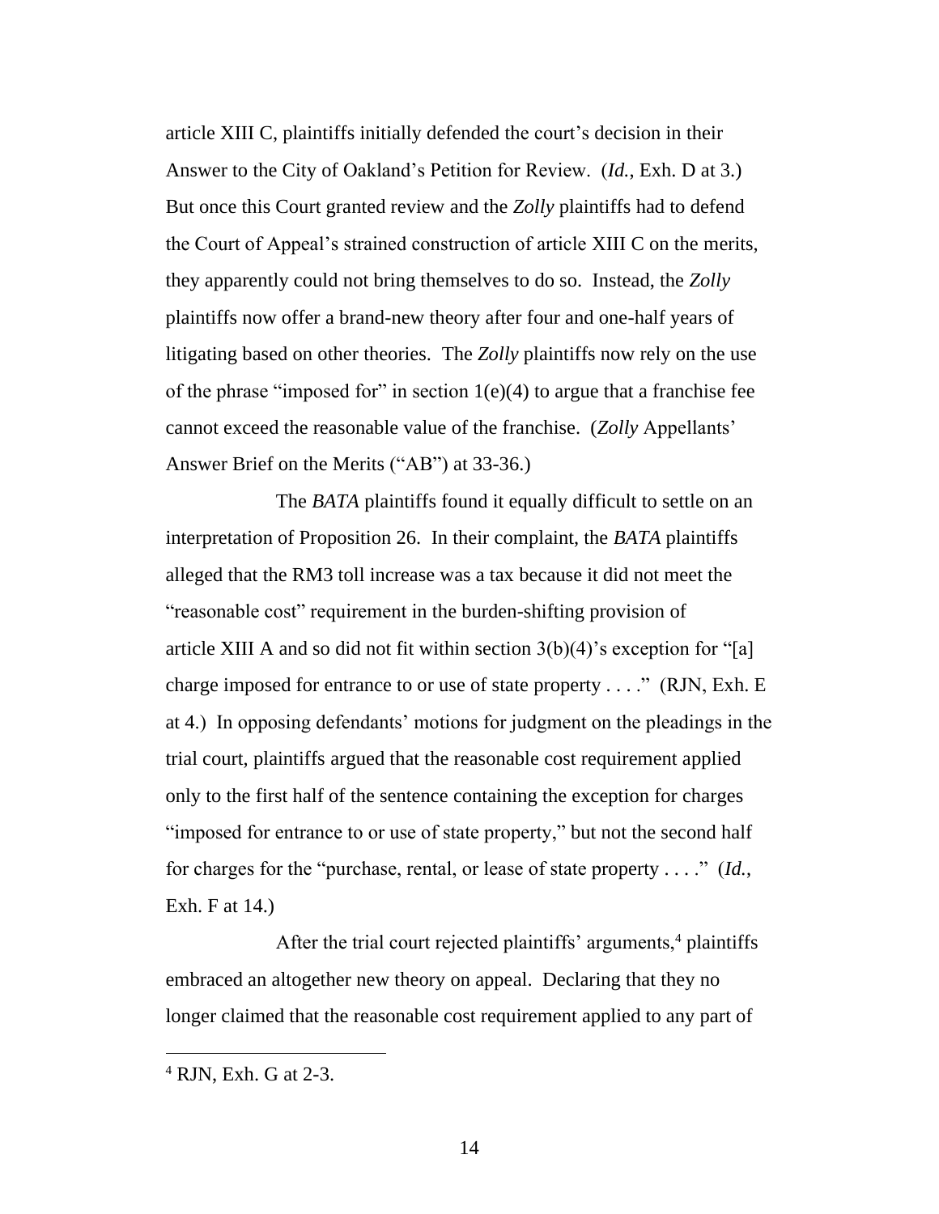article XIII C, plaintiffs initially defended the court's decision in their Answer to the City of Oakland's Petition for Review. (*Id.*, Exh. D at 3.) But once this Court granted review and the *Zolly* plaintiffs had to defend the Court of Appeal's strained construction of article XIII C on the merits, they apparently could not bring themselves to do so. Instead, the *Zolly* plaintiffs now offer a brand-new theory after four and one-half years of litigating based on other theories. The *Zolly* plaintiffs now rely on the use of the phrase "imposed for" in section 1(e)(4) to argue that a franchise fee cannot exceed the reasonable value of the franchise. (*Zolly* Appellants' Answer Brief on the Merits ("AB") at 33-36.)

The *BATA* plaintiffs found it equally difficult to settle on an interpretation of Proposition 26. In their complaint, the *BATA* plaintiffs alleged that the RM3 toll increase was a tax because it did not meet the "reasonable cost" requirement in the burden-shifting provision of article XIII A and so did not fit within section 3(b)(4)'s exception for "[a] charge imposed for entrance to or use of state property . . . ." (RJN, Exh. E at 4.) In opposing defendants' motions for judgment on the pleadings in the trial court, plaintiffs argued that the reasonable cost requirement applied only to the first half of the sentence containing the exception for charges "imposed for entrance to or use of state property," but not the second half for charges for the "purchase, rental, or lease of state property . . . ." (*Id.*, Exh. F at 14.)

After the trial court rejected plaintiffs' arguments,[4] plaintiffs embraced an altogether new theory on appeal. Declaring that they no longer claimed that the reasonable cost requirement applied to any part of

[4] RJN, Exh. G at 2-3.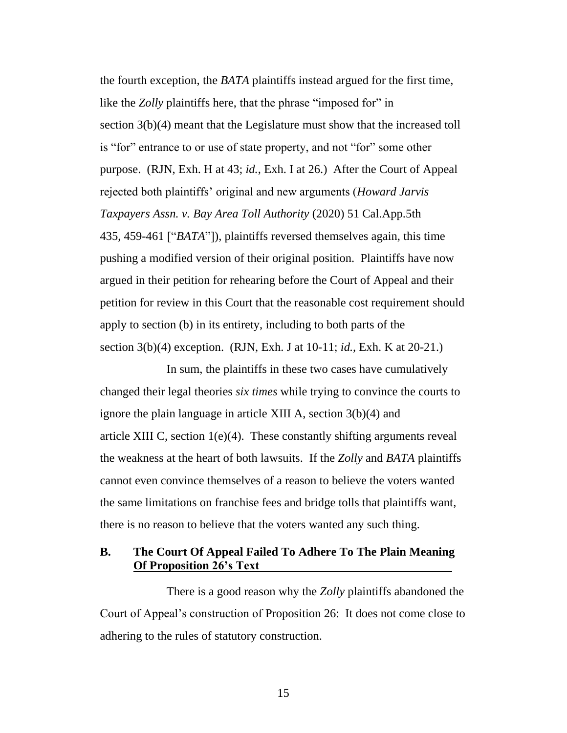the fourth exception, the *BATA* plaintiffs instead argued for the first time, like the *Zolly* plaintiffs here, that the phrase "imposed for" in section 3(b)(4) meant that the Legislature must show that the increased toll is "for" entrance to or use of state property, and not "for" some other purpose. (RJN, Exh. H at 43; *id.*, Exh. I at 26.) After the Court of Appeal rejected both plaintiffs' original and new arguments (*Howard Jarvis Taxpayers Assn. v. Bay Area Toll Authority* (2020) 51 Cal.App.5th 435, 459-461 ["*BATA*"]), plaintiffs reversed themselves again, this time pushing a modified version of their original position. Plaintiffs have now argued in their petition for rehearing before the Court of Appeal and their petition for review in this Court that the reasonable cost requirement should apply to section (b) in its entirety, including to both parts of the section 3(b)(4) exception. (RJN, Exh. J at 10-11; *id.*, Exh. K at 20-21.)

In sum, the plaintiffs in these two cases have cumulatively changed their legal theories *six times* while trying to convince the courts to ignore the plain language in article XIII A, section 3(b)(4) and article XIII C, section 1(e)(4). These constantly shifting arguments reveal the weakness at the heart of both lawsuits. If the *Zolly* and *BATA* plaintiffs cannot even convince themselves of a reason to believe the voters wanted the same limitations on franchise fees and bridge tolls that plaintiffs want, there is no reason to believe that the voters wanted any such thing.

### B. The Court Of Appeal Failed To Adhere To The Plain Meaning Of Proposition 26's Text

There is a good reason why the *Zolly* plaintiffs abandoned the Court of Appeal's construction of Proposition 26: It does not come close to adhering to the rules of statutory construction.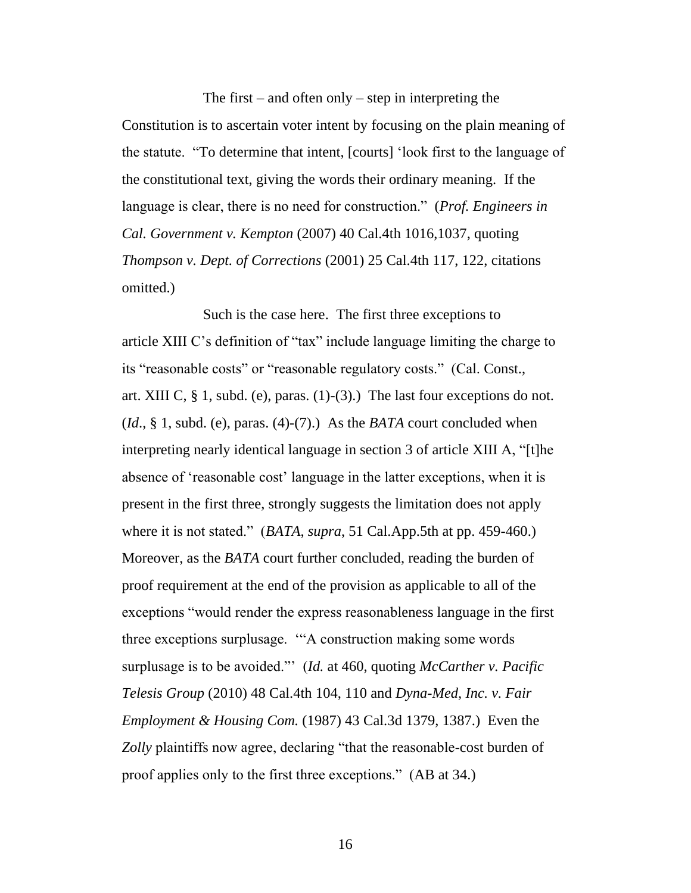The first – and often only – step in interpreting the Constitution is to ascertain voter intent by focusing on the plain meaning of the statute. "To determine that intent, [courts] 'look first to the language of the constitutional text, giving the words their ordinary meaning. If the language is clear, there is no need for construction." (*Prof. Engineers in Cal. Government v. Kempton* (2007) 40 Cal.4th 1016,1037, quoting *Thompson v. Dept. of Corrections* (2001) 25 Cal.4th 117, 122, citations omitted.)

Such is the case here. The first three exceptions to article XIII C's definition of "tax" include language limiting the charge to its "reasonable costs" or "reasonable regulatory costs." (Cal. Const., art. XIII C, § 1, subd. (e), paras. (1)-(3).) The last four exceptions do not. (*Id*., § 1, subd. (e), paras. (4)-(7).) As the *BATA* court concluded when interpreting nearly identical language in section 3 of article XIII A, "[t]he absence of 'reasonable cost' language in the latter exceptions, when it is present in the first three, strongly suggests the limitation does not apply where it is not stated." (*BATA*, *supra*, 51 Cal.App.5th at pp. 459-460.) Moreover, as the *BATA* court further concluded, reading the burden of proof requirement at the end of the provision as applicable to all of the exceptions "would render the express reasonableness language in the first three exceptions surplusage. '"A construction making some words surplusage is to be avoided."' (*Id.* at 460, quoting *McCarther v. Pacific Telesis Group* (2010) 48 Cal.4th 104, 110 and *Dyna-Med, Inc. v. Fair Employment & Housing Com.* (1987) 43 Cal.3d 1379, 1387.) Even the *Zolly* plaintiffs now agree, declaring "that the reasonable-cost burden of proof applies only to the first three exceptions." (AB at 34.)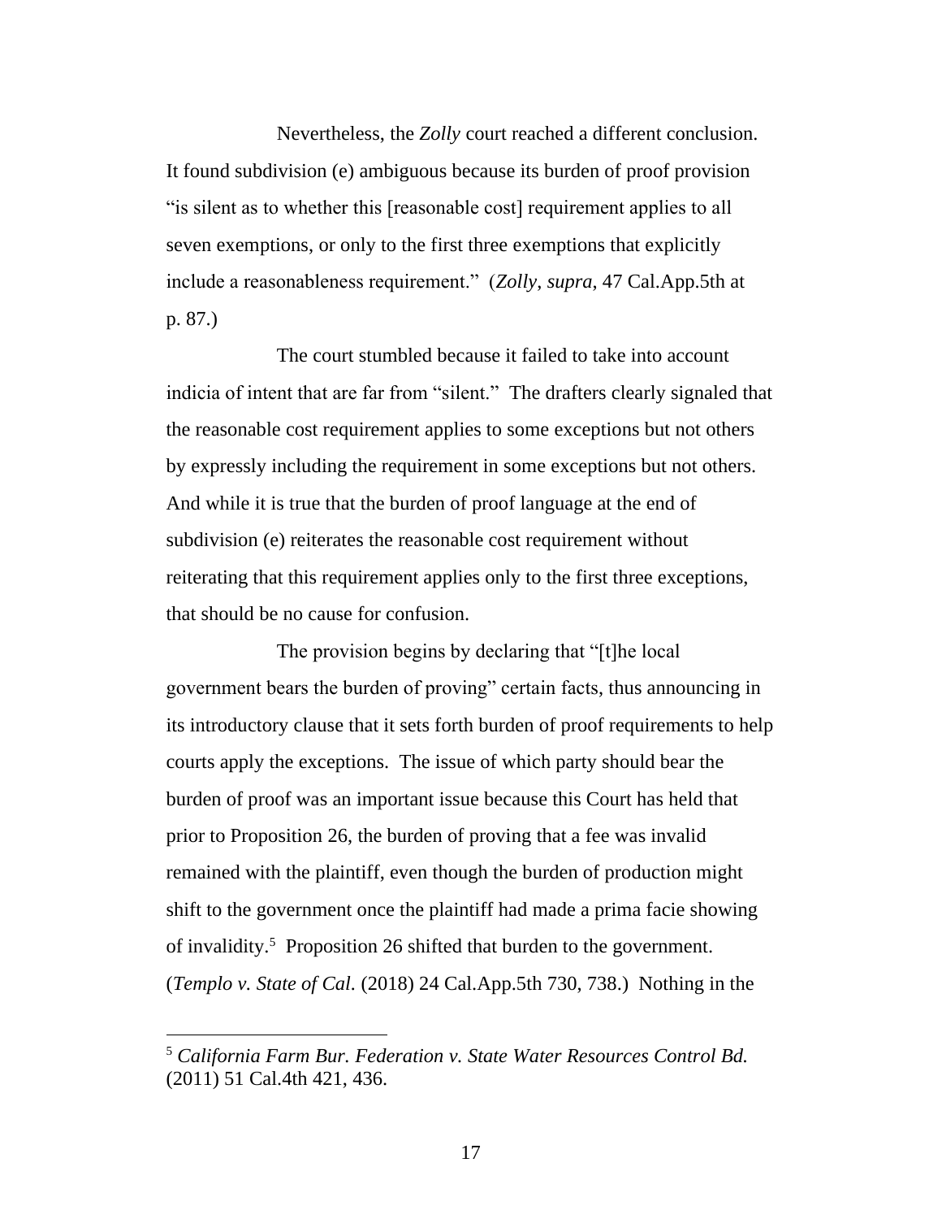Nevertheless, the *Zolly* court reached a different conclusion. It found subdivision (e) ambiguous because its burden of proof provision "is silent as to whether this [reasonable cost] requirement applies to all seven exemptions, or only to the first three exemptions that explicitly include a reasonableness requirement." (*Zolly*, *supra*, 47 Cal.App.5th at p. 87.)

The court stumbled because it failed to take into account indicia of intent that are far from "silent." The drafters clearly signaled that the reasonable cost requirement applies to some exceptions but not others by expressly including the requirement in some exceptions but not others. And while it is true that the burden of proof language at the end of subdivision (e) reiterates the reasonable cost requirement without reiterating that this requirement applies only to the first three exceptions, that should be no cause for confusion.

The provision begins by declaring that "[t]he local government bears the burden of proving" certain facts, thus announcing in its introductory clause that it sets forth burden of proof requirements to help courts apply the exceptions. The issue of which party should bear the burden of proof was an important issue because this Court has held that prior to Proposition 26, the burden of proving that a fee was invalid remained with the plaintiff, even though the burden of production might shift to the government once the plaintiff had made a prima facie showing of invalidity.[5] Proposition 26 shifted that burden to the government. (*Templo v. State of Cal.* (2018) 24 Cal.App.5th 730, 738.) Nothing in the

---

[5] *California Farm Bur. Federation v. State Water Resources Control Bd.* (2011) 51 Cal.4th 421, 436.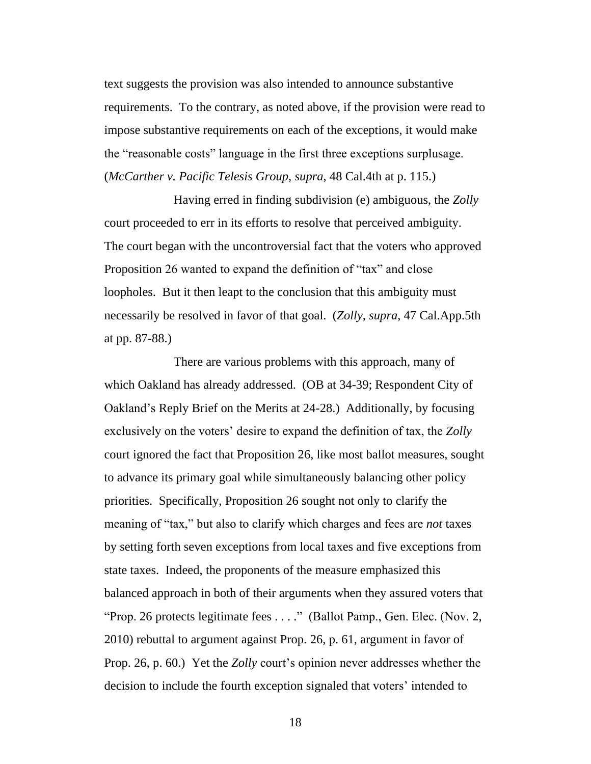text suggests the provision was also intended to announce substantive requirements. To the contrary, as noted above, if the provision were read to impose substantive requirements on each of the exceptions, it would make the "reasonable costs" language in the first three exceptions surplusage. (*McCarther v. Pacific Telesis Group*, *supra*, 48 Cal.4th at p. 115.)

Having erred in finding subdivision (e) ambiguous, the *Zolly* court proceeded to err in its efforts to resolve that perceived ambiguity. The court began with the uncontroversial fact that the voters who approved Proposition 26 wanted to expand the definition of "tax" and close loopholes. But it then leapt to the conclusion that this ambiguity must necessarily be resolved in favor of that goal. (*Zolly*, *supra*, 47 Cal.App.5th at pp. 87-88.)

There are various problems with this approach, many of which Oakland has already addressed. (OB at 34-39; Respondent City of Oakland's Reply Brief on the Merits at 24-28.) Additionally, by focusing exclusively on the voters' desire to expand the definition of tax, the *Zolly* court ignored the fact that Proposition 26, like most ballot measures, sought to advance its primary goal while simultaneously balancing other policy priorities. Specifically, Proposition 26 sought not only to clarify the meaning of "tax," but also to clarify which charges and fees are *not* taxes by setting forth seven exceptions from local taxes and five exceptions from state taxes. Indeed, the proponents of the measure emphasized this balanced approach in both of their arguments when they assured voters that "Prop. 26 protects legitimate fees . . . ." (Ballot Pamp., Gen. Elec. (Nov. 2, 2010) rebuttal to argument against Prop. 26, p. 61, argument in favor of Prop. 26, p. 60.) Yet the *Zolly* court's opinion never addresses whether the decision to include the fourth exception signaled that voters' intended to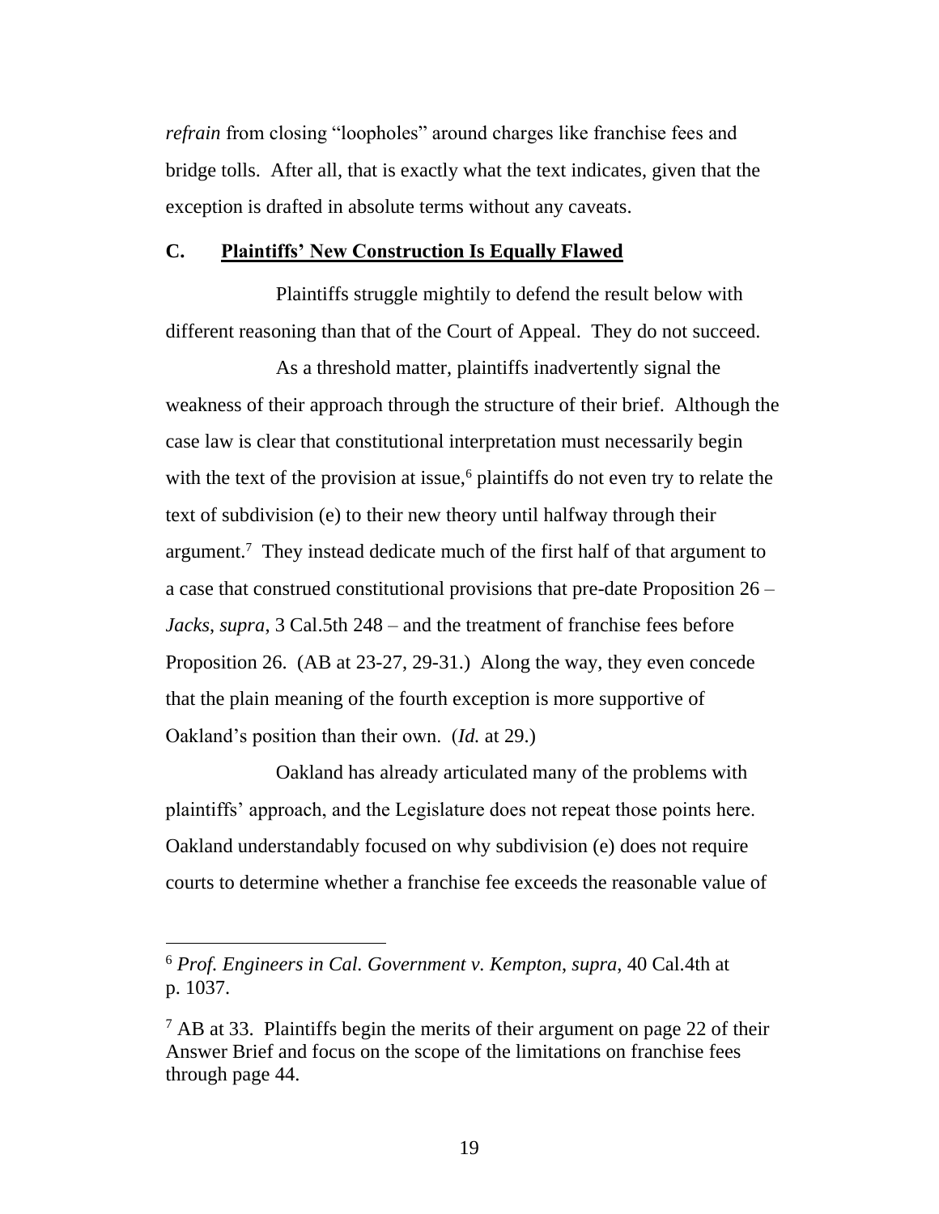*refrain* from closing "loopholes" around charges like franchise fees and bridge tolls. After all, that is exactly what the text indicates, given that the exception is drafted in absolute terms without any caveats.

### C. Plaintiffs' New Construction Is Equally Flawed

Plaintiffs struggle mightily to defend the result below with different reasoning than that of the Court of Appeal. They do not succeed.

As a threshold matter, plaintiffs inadvertently signal the weakness of their approach through the structure of their brief. Although the case law is clear that constitutional interpretation must necessarily begin with the text of the provision at issue,[6] plaintiffs do not even try to relate the text of subdivision (e) to their new theory until halfway through their argument.[7] They instead dedicate much of the first half of that argument to a case that construed constitutional provisions that pre-date Proposition 26 – *Jacks*, *supra*, 3 Cal.5th 248 – and the treatment of franchise fees before Proposition 26. (AB at 23-27, 29-31.) Along the way, they even concede that the plain meaning of the fourth exception is more supportive of Oakland's position than their own. (*Id.* at 29.)

Oakland has already articulated many of the problems with plaintiffs' approach, and the Legislature does not repeat those points here. Oakland understandably focused on why subdivision (e) does not require courts to determine whether a franchise fee exceeds the reasonable value of

---

[6] *Prof. Engineers in Cal. Government v. Kempton*, *supra*, 40 Cal.4th at p. 1037.

[7] AB at 33. Plaintiffs begin the merits of their argument on page 22 of their Answer Brief and focus on the scope of the limitations on franchise fees through page 44.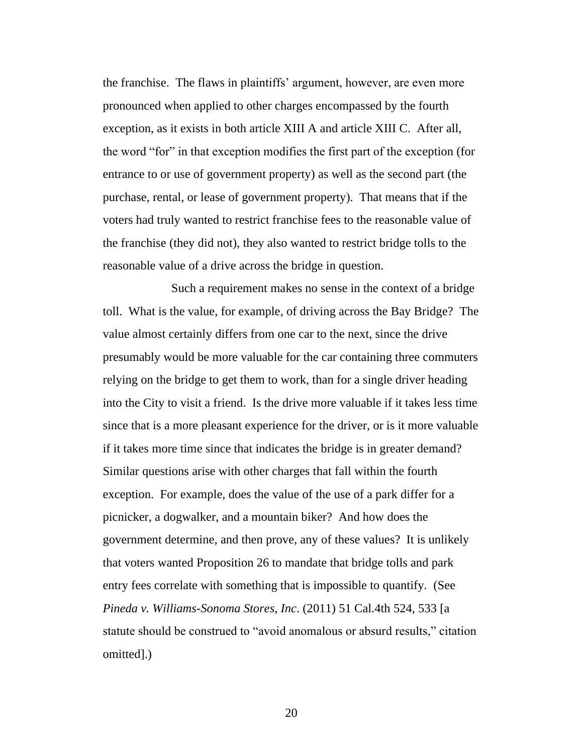the franchise. The flaws in plaintiffs' argument, however, are even more pronounced when applied to other charges encompassed by the fourth exception, as it exists in both article XIII A and article XIII C. After all, the word "for" in that exception modifies the first part of the exception (for entrance to or use of government property) as well as the second part (the purchase, rental, or lease of government property). That means that if the voters had truly wanted to restrict franchise fees to the reasonable value of the franchise (they did not), they also wanted to restrict bridge tolls to the reasonable value of a drive across the bridge in question.

Such a requirement makes no sense in the context of a bridge toll. What is the value, for example, of driving across the Bay Bridge? The value almost certainly differs from one car to the next, since the drive presumably would be more valuable for the car containing three commuters relying on the bridge to get them to work, than for a single driver heading into the City to visit a friend. Is the drive more valuable if it takes less time since that is a more pleasant experience for the driver, or is it more valuable if it takes more time since that indicates the bridge is in greater demand? Similar questions arise with other charges that fall within the fourth exception. For example, does the value of the use of a park differ for a picnicker, a dogwalker, and a mountain biker? And how does the government determine, and then prove, any of these values? It is unlikely that voters wanted Proposition 26 to mandate that bridge tolls and park entry fees correlate with something that is impossible to quantify. (See *Pineda v. Williams-Sonoma Stores, Inc*. (2011) 51 Cal.4th 524, 533 [a statute should be construed to "avoid anomalous or absurd results," citation omitted].)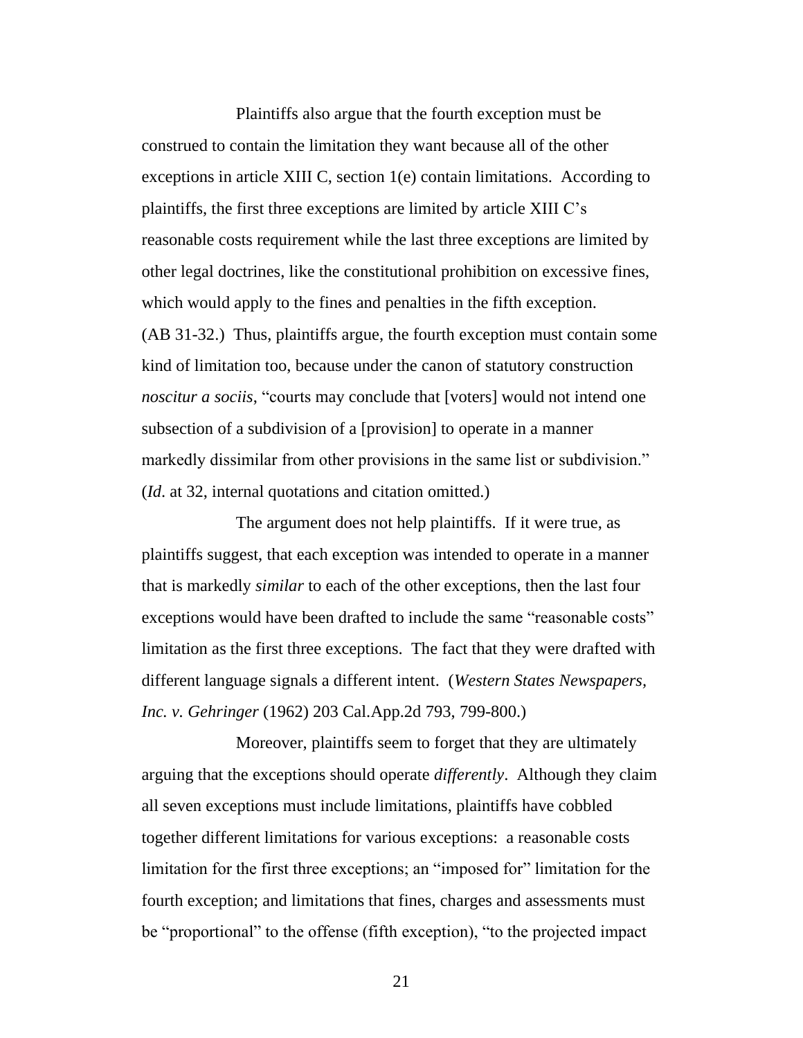Plaintiffs also argue that the fourth exception must be construed to contain the limitation they want because all of the other exceptions in article XIII C, section 1(e) contain limitations. According to plaintiffs, the first three exceptions are limited by article XIII C's reasonable costs requirement while the last three exceptions are limited by other legal doctrines, like the constitutional prohibition on excessive fines, which would apply to the fines and penalties in the fifth exception. (AB 31-32.) Thus, plaintiffs argue, the fourth exception must contain some kind of limitation too, because under the canon of statutory construction *noscitur a sociis*, "courts may conclude that [voters] would not intend one subsection of a subdivision of a [provision] to operate in a manner markedly dissimilar from other provisions in the same list or subdivision." (*Id*. at 32, internal quotations and citation omitted.)

The argument does not help plaintiffs. If it were true, as plaintiffs suggest, that each exception was intended to operate in a manner that is markedly *similar* to each of the other exceptions, then the last four exceptions would have been drafted to include the same "reasonable costs" limitation as the first three exceptions. The fact that they were drafted with different language signals a different intent. (*Western States Newspapers, Inc. v. Gehringer* (1962) 203 Cal.App.2d 793, 799-800.)

Moreover, plaintiffs seem to forget that they are ultimately arguing that the exceptions should operate *differently*. Although they claim all seven exceptions must include limitations, plaintiffs have cobbled together different limitations for various exceptions: a reasonable costs limitation for the first three exceptions; an "imposed for" limitation for the fourth exception; and limitations that fines, charges and assessments must be "proportional" to the offense (fifth exception), "to the projected impact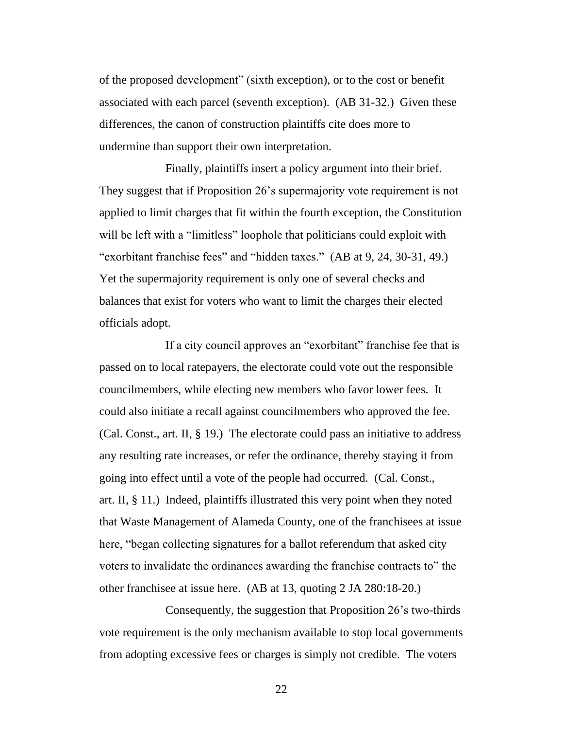of the proposed development" (sixth exception), or to the cost or benefit associated with each parcel (seventh exception). (AB 31-32.) Given these differences, the canon of construction plaintiffs cite does more to undermine than support their own interpretation.

Finally, plaintiffs insert a policy argument into their brief. They suggest that if Proposition 26's supermajority vote requirement is not applied to limit charges that fit within the fourth exception, the Constitution will be left with a "limitless" loophole that politicians could exploit with "exorbitant franchise fees" and "hidden taxes." (AB at 9, 24, 30-31, 49.) Yet the supermajority requirement is only one of several checks and balances that exist for voters who want to limit the charges their elected officials adopt.

If a city council approves an "exorbitant" franchise fee that is passed on to local ratepayers, the electorate could vote out the responsible councilmembers, while electing new members who favor lower fees. It could also initiate a recall against councilmembers who approved the fee. (Cal. Const., art. II, § 19.) The electorate could pass an initiative to address any resulting rate increases, or refer the ordinance, thereby staying it from going into effect until a vote of the people had occurred. (Cal. Const., art. II, § 11.) Indeed, plaintiffs illustrated this very point when they noted that Waste Management of Alameda County, one of the franchisees at issue here, "began collecting signatures for a ballot referendum that asked city voters to invalidate the ordinances awarding the franchise contracts to" the other franchisee at issue here. (AB at 13, quoting 2 JA 280:18-20.)

Consequently, the suggestion that Proposition 26's two-thirds vote requirement is the only mechanism available to stop local governments from adopting excessive fees or charges is simply not credible. The voters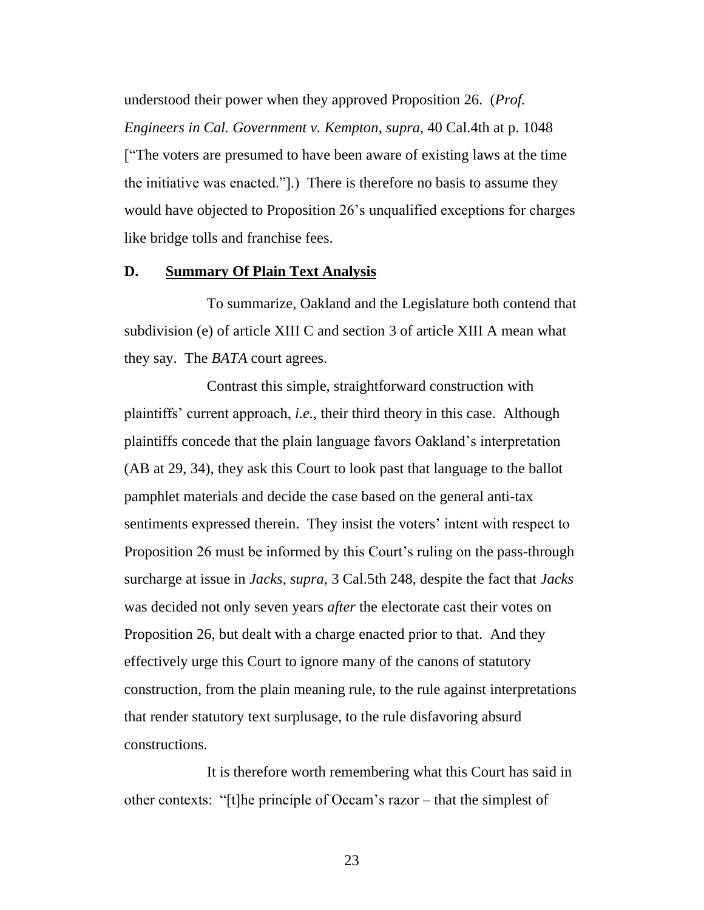understood their power when they approved Proposition 26. (*Prof. Engineers in Cal. Government v. Kempton*, *supra*, 40 Cal.4th at p. 1048 ["The voters are presumed to have been aware of existing laws at the time the initiative was enacted."].) There is therefore no basis to assume they would have objected to Proposition 26's unqualified exceptions for charges like bridge tolls and franchise fees.

### D. Summary Of Plain Text Analysis

To summarize, Oakland and the Legislature both contend that subdivision (e) of article XIII C and section 3 of article XIII A mean what they say. The *BATA* court agrees.

Contrast this simple, straightforward construction with plaintiffs' current approach, *i.e.*, their third theory in this case. Although plaintiffs concede that the plain language favors Oakland's interpretation (AB at 29, 34), they ask this Court to look past that language to the ballot pamphlet materials and decide the case based on the general anti-tax sentiments expressed therein. They insist the voters' intent with respect to Proposition 26 must be informed by this Court's ruling on the pass-through surcharge at issue in *Jacks*, *supra*, 3 Cal.5th 248, despite the fact that *Jacks* was decided not only seven years *after* the electorate cast their votes on Proposition 26, but dealt with a charge enacted prior to that. And they effectively urge this Court to ignore many of the canons of statutory construction, from the plain meaning rule, to the rule against interpretations that render statutory text surplusage, to the rule disfavoring absurd constructions.

It is therefore worth remembering what this Court has said in other contexts: "[t]he principle of Occam's razor – that the simplest of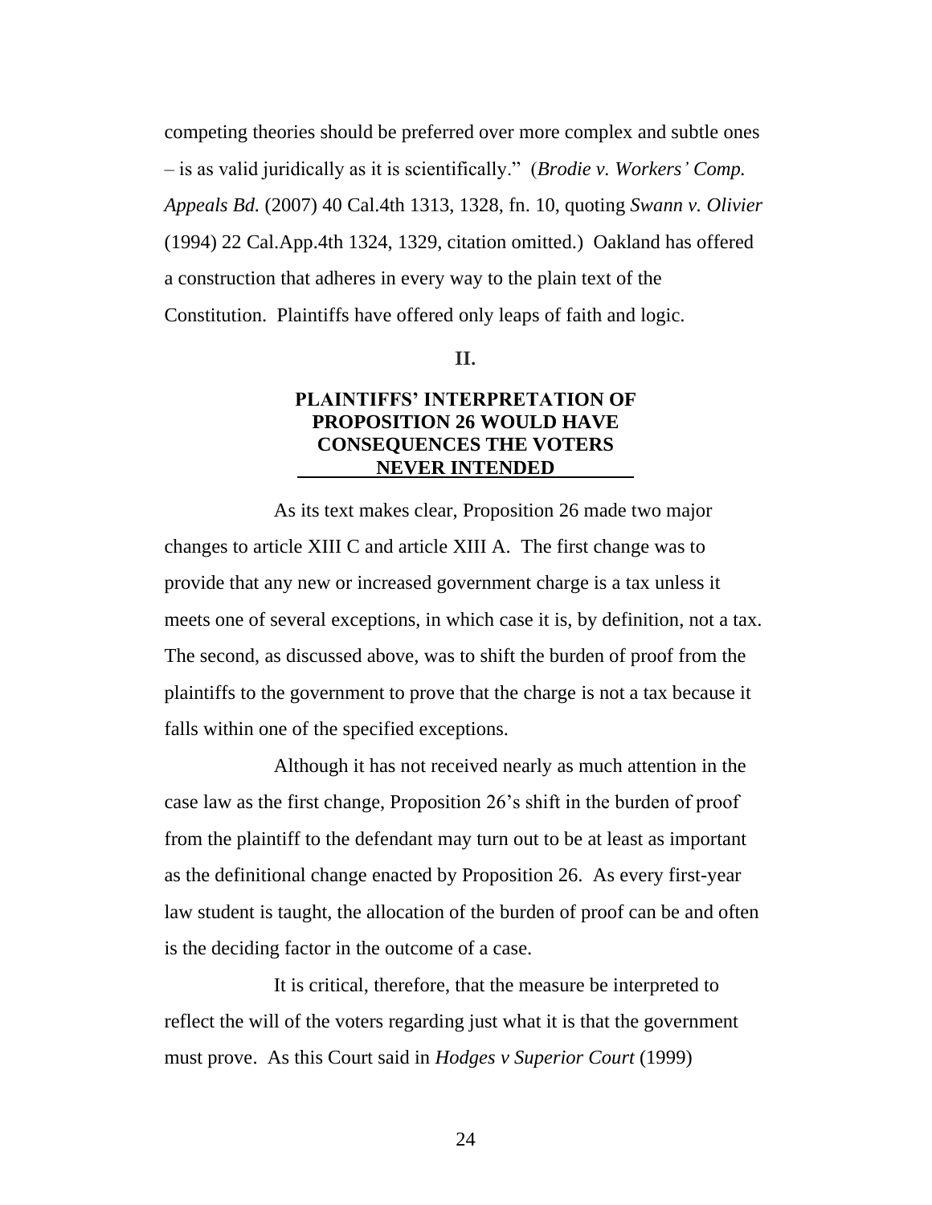competing theories should be preferred over more complex and subtle ones – is as valid juridically as it is scientifically." (*Brodie v. Workers' Comp. Appeals Bd.* (2007) 40 Cal.4th 1313, 1328, fn. 10, quoting *Swann v. Olivier* (1994) 22 Cal.App.4th 1324, 1329, citation omitted.) Oakland has offered a construction that adheres in every way to the plain text of the Constitution. Plaintiffs have offered only leaps of faith and logic.

## II.

## PLAINTIFFS' INTERPRETATION OF PROPOSITION 26 WOULD HAVE CONSEQUENCES THE VOTERS NEVER INTENDED

As its text makes clear, Proposition 26 made two major changes to article XIII C and article XIII A. The first change was to provide that any new or increased government charge is a tax unless it meets one of several exceptions, in which case it is, by definition, not a tax. The second, as discussed above, was to shift the burden of proof from the plaintiffs to the government to prove that the charge is not a tax because it falls within one of the specified exceptions.

Although it has not received nearly as much attention in the case law as the first change, Proposition 26's shift in the burden of proof from the plaintiff to the defendant may turn out to be at least as important as the definitional change enacted by Proposition 26. As every first-year law student is taught, the allocation of the burden of proof can be and often is the deciding factor in the outcome of a case.

It is critical, therefore, that the measure be interpreted to reflect the will of the voters regarding just what it is that the government must prove. As this Court said in *Hodges v Superior Court* (1999)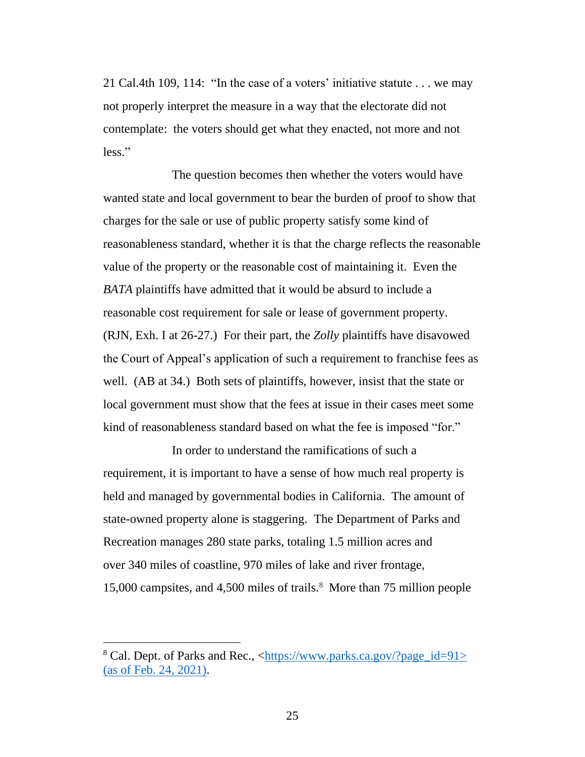21 Cal.4th 109, 114: "In the case of a voters' initiative statute . . . we may not properly interpret the measure in a way that the electorate did not contemplate: the voters should get what they enacted, not more and not less."

The question becomes then whether the voters would have wanted state and local government to bear the burden of proof to show that charges for the sale or use of public property satisfy some kind of reasonableness standard, whether it is that the charge reflects the reasonable value of the property or the reasonable cost of maintaining it. Even the *BATA* plaintiffs have admitted that it would be absurd to include a reasonable cost requirement for sale or lease of government property. (RJN, Exh. I at 26-27.) For their part, the *Zolly* plaintiffs have disavowed the Court of Appeal's application of such a requirement to franchise fees as well. (AB at 34.) Both sets of plaintiffs, however, insist that the state or local government must show that the fees at issue in their cases meet some kind of reasonableness standard based on what the fee is imposed "for."

In order to understand the ramifications of such a requirement, it is important to have a sense of how much real property is held and managed by governmental bodies in California. The amount of state-owned property alone is staggering. The Department of Parks and Recreation manages 280 state parks, totaling 1.5 million acres and over 340 miles of coastline, 970 miles of lake and river frontage, 15,000 campsites, and 4,500 miles of trails.[8] More than 75 million people

---

[8] Cal. Dept. of Parks and Rec., <https://www.parks.ca.gov/?page_id=91> (as of Feb. 24, 2021).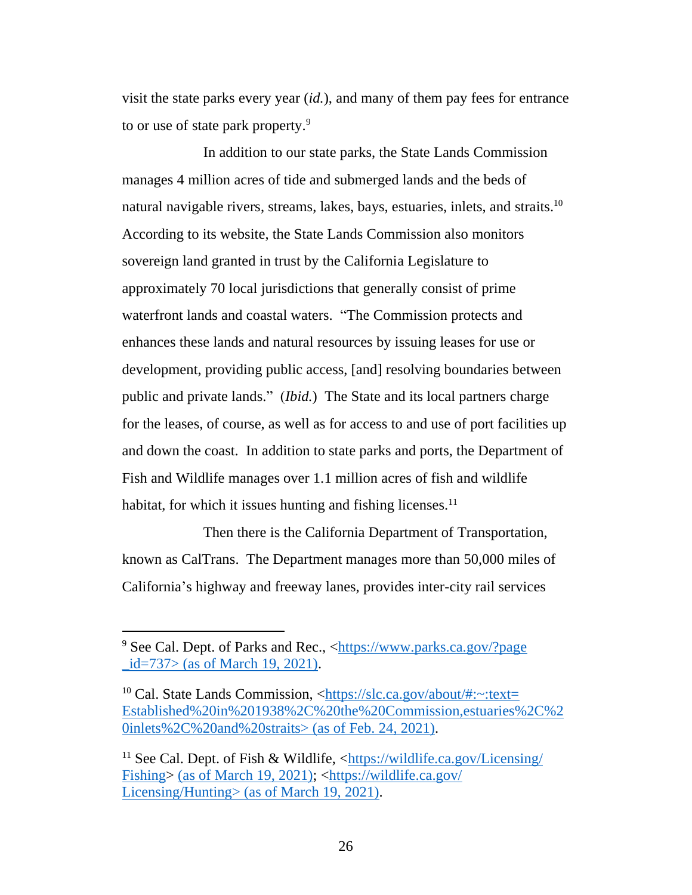visit the state parks every year (*id.*), and many of them pay fees for entrance to or use of state park property.[9]

In addition to our state parks, the State Lands Commission manages 4 million acres of tide and submerged lands and the beds of natural navigable rivers, streams, lakes, bays, estuaries, inlets, and straits.[10] According to its website, the State Lands Commission also monitors sovereign land granted in trust by the California Legislature to approximately 70 local jurisdictions that generally consist of prime waterfront lands and coastal waters. "The Commission protects and enhances these lands and natural resources by issuing leases for use or development, providing public access, [and] resolving boundaries between public and private lands." (*Ibid.*) The State and its local partners charge for the leases, of course, as well as for access to and use of port facilities up and down the coast. In addition to state parks and ports, the Department of Fish and Wildlife manages over 1.1 million acres of fish and wildlife habitat, for which it issues hunting and fishing licenses.[11]

Then there is the California Department of Transportation, known as CalTrans. The Department manages more than 50,000 miles of California's highway and freeway lanes, provides inter-city rail services

---

[9] See Cal. Dept. of Parks and Rec., <https://www.parks.ca.gov/?page_id=737> (as of March 19, 2021).

[10] Cal. State Lands Commission, <https://slc.ca.gov/about/#:~:text=Established%20in%201938%2C%20the%20Commission,estuaries%2C%20inlets%2C%20and%20straits> (as of Feb. 24, 2021).

[11] See Cal. Dept. of Fish & Wildlife, <https://wildlife.ca.gov/Licensing/Fishing> (as of March 19, 2021); <https://wildlife.ca.gov/Licensing/Hunting> (as of March 19, 2021).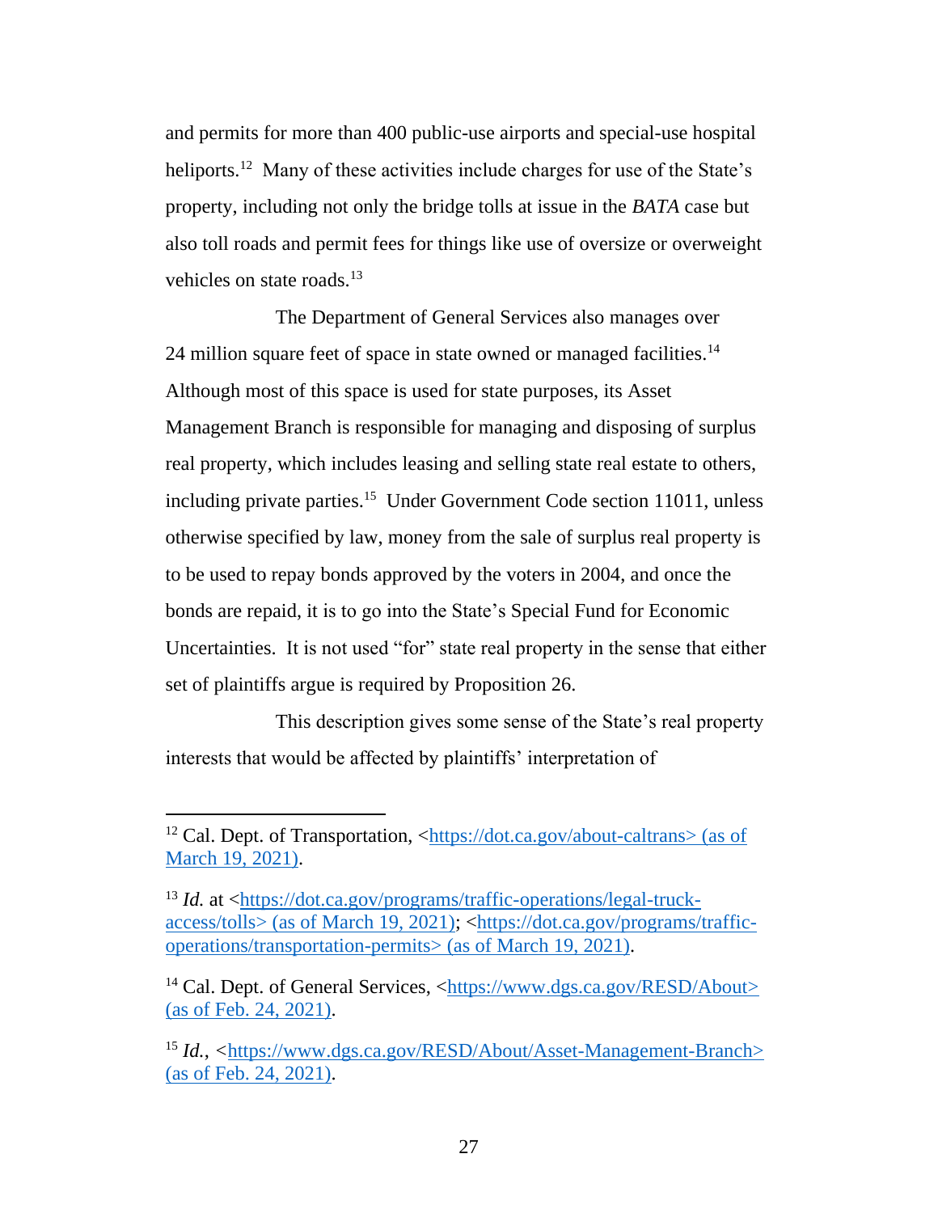and permits for more than 400 public-use airports and special-use hospital heliports.[12] Many of these activities include charges for use of the State's property, including not only the bridge tolls at issue in the *BATA* case but also toll roads and permit fees for things like use of oversize or overweight vehicles on state roads.[13]

The Department of General Services also manages over 24 million square feet of space in state owned or managed facilities.[14] Although most of this space is used for state purposes, its Asset Management Branch is responsible for managing and disposing of surplus real property, which includes leasing and selling state real estate to others, including private parties.[15] Under Government Code section 11011, unless otherwise specified by law, money from the sale of surplus real property is to be used to repay bonds approved by the voters in 2004, and once the bonds are repaid, it is to go into the State's Special Fund for Economic Uncertainties. It is not used "for" state real property in the sense that either set of plaintiffs argue is required by Proposition 26.

This description gives some sense of the State's real property interests that would be affected by plaintiffs' interpretation of

---

[12] Cal. Dept. of Transportation, <https://dot.ca.gov/about-caltrans> (as of March 19, 2021).

[13] *Id.* at <https://dot.ca.gov/programs/traffic-operations/legal-truck-access/tolls> (as of March 19, 2021); <https://dot.ca.gov/programs/traffic-operations/transportation-permits> (as of March 19, 2021).

[14] Cal. Dept. of General Services, <https://www.dgs.ca.gov/RESD/About> (as of Feb. 24, 2021).

[15] *Id.*, <https://www.dgs.ca.gov/RESD/About/Asset-Management-Branch> (as of Feb. 24, 2021).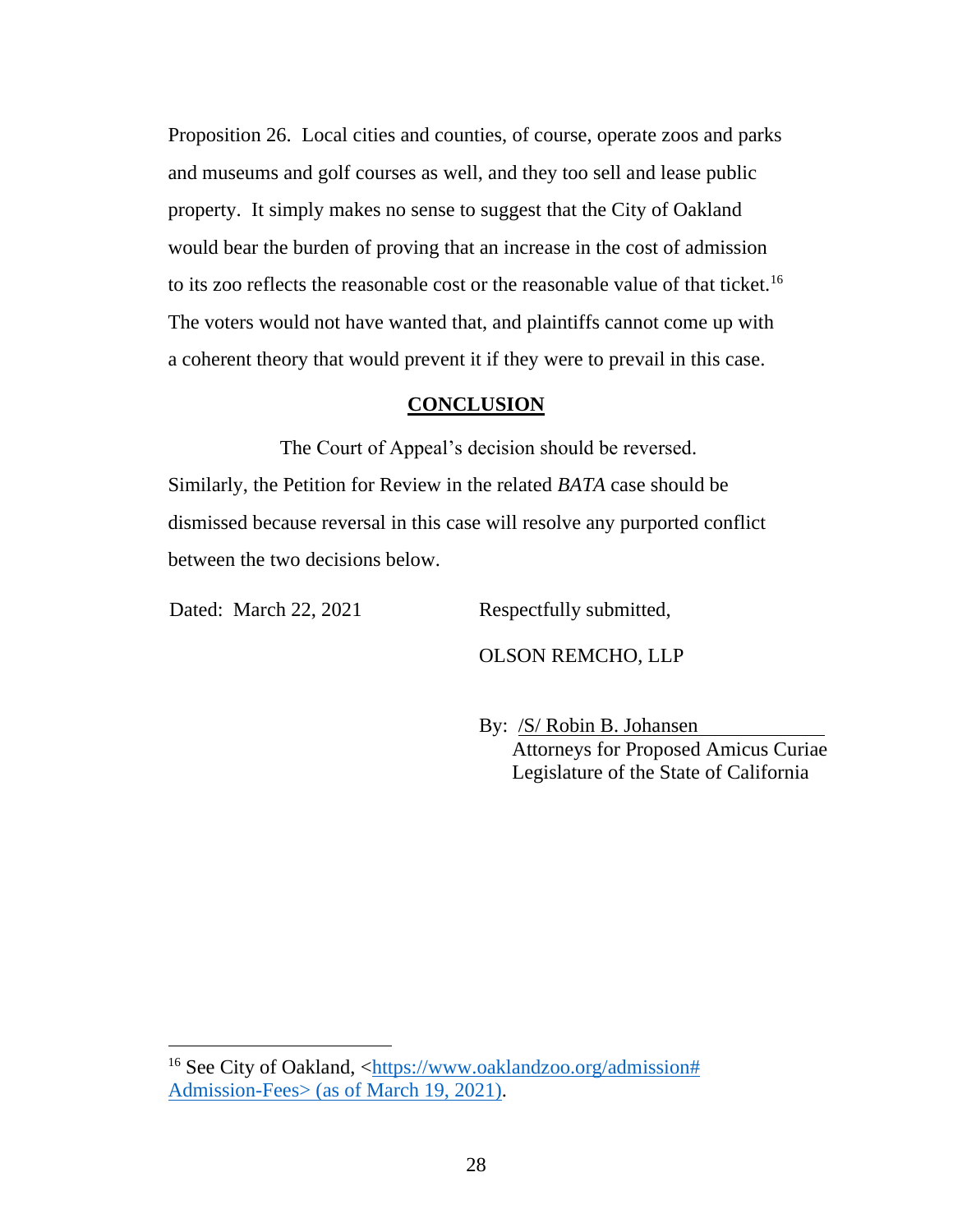Proposition 26. Local cities and counties, of course, operate zoos and parks and museums and golf courses as well, and they too sell and lease public property. It simply makes no sense to suggest that the City of Oakland would bear the burden of proving that an increase in the cost of admission to its zoo reflects the reasonable cost or the reasonable value of that ticket.[16] The voters would not have wanted that, and plaintiffs cannot come up with a coherent theory that would prevent it if they were to prevail in this case.

## CONCLUSION

The Court of Appeal's decision should be reversed. Similarly, the Petition for Review in the related *BATA* case should be dismissed because reversal in this case will resolve any purported conflict between the two decisions below.

Dated: March 22, 2021

Respectfully submitted,

OLSON REMCHO, LLP

By: /S/ Robin B. Johansen
Attorneys for Proposed Amicus Curiae
Legislature of the State of California

---

[16] See City of Oakland, <https://www.oaklandzoo.org/admission#Admission-Fees> (as of March 19, 2021).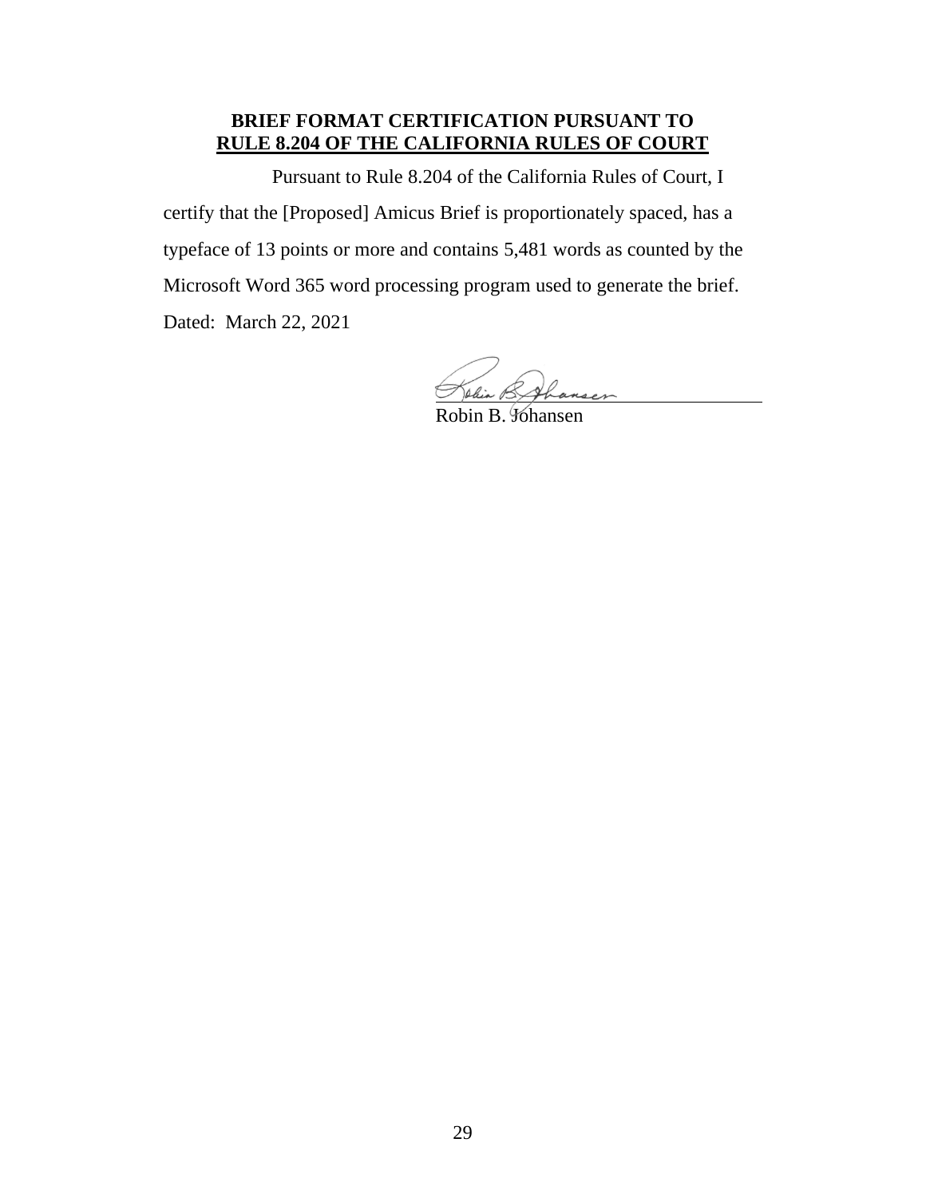## BRIEF FORMAT CERTIFICATION PURSUANT TO RULE 8.204 OF THE CALIFORNIA RULES OF COURT

Pursuant to Rule 8.204 of the California Rules of Court, I certify that the [Proposed] Amicus Brief is proportionately spaced, has a typeface of 13 points or more and contains 5,481 words as counted by the Microsoft Word 365 word processing program used to generate the brief.

Dated: March 22, 2021

Robin B. Johansen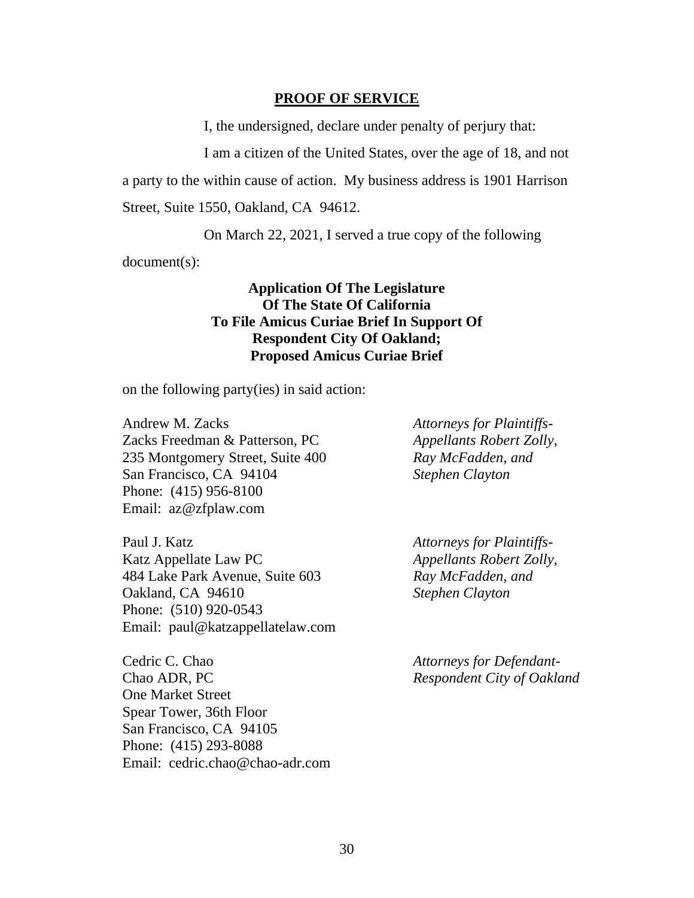**PROOF OF SERVICE**

I, the undersigned, declare under penalty of perjury that:

I am a citizen of the United States, over the age of 18, and not a party to the within cause of action. My business address is 1901 Harrison Street, Suite 1550, Oakland, CA 94612.

On March 22, 2021, I served a true copy of the following document(s):

**Application Of The Legislature Of The State Of California To File Amicus Curiae Brief In Support Of Respondent City Of Oakland; Proposed Amicus Curiae Brief**

on the following party(ies) in said action:

Andrew M. Zacks
Zacks Freedman & Patterson, PC
235 Montgomery Street, Suite 400
San Francisco, CA 94104
Phone: (415) 956-8100
Email: az@zfplaw.com

*Attorneys for Plaintiffs-Appellants Robert Zolly, Ray McFadden, and Stephen Clayton*

Paul J. Katz
Katz Appellate Law PC
484 Lake Park Avenue, Suite 603
Oakland, CA 94610
Phone: (510) 920-0543
Email: paul@katzappellatelaw.com

*Attorneys for Plaintiffs-Appellants Robert Zolly, Ray McFadden, and Stephen Clayton*

Cedric C. Chao
Chao ADR, PC
One Market Street
Spear Tower, 36th Floor
San Francisco, CA 94105
Phone: (415) 293-8088
Email: cedric.chao@chao-adr.com

*Attorneys for Defendant-Respondent City of Oakland*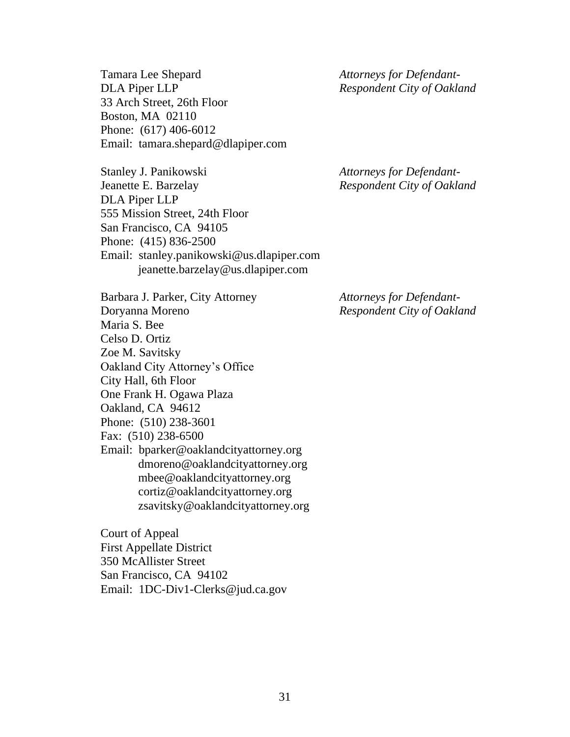Tamara Lee Shepard
DLA Piper LLP
33 Arch Street, 26th Floor
Boston, MA 02110
Phone: (617) 406-6012
Email: tamara.shepard@dlapiper.com

*Attorneys for Defendant-Respondent City of Oakland*

Stanley J. Panikowski
Jeanette E. Barzelay
DLA Piper LLP
555 Mission Street, 24th Floor
San Francisco, CA 94105
Phone: (415) 836-2500
Email: stanley.panikowski@us.dlapiper.com
jeanette.barzelay@us.dlapiper.com

*Attorneys for Defendant-Respondent City of Oakland*

Barbara J. Parker, City Attorney
Doryanna Moreno
Maria S. Bee
Celso D. Ortiz
Zoe M. Savitsky
Oakland City Attorney's Office
City Hall, 6th Floor
One Frank H. Ogawa Plaza
Oakland, CA 94612
Phone: (510) 238-3601
Fax: (510) 238-6500
Email: bparker@oaklandcityattorney.org
dmoreno@oaklandcityattorney.org
mbee@oaklandcityattorney.org
cortiz@oaklandcityattorney.org
zsavitsky@oaklandcityattorney.org

*Attorneys for Defendant-Respondent City of Oakland*

Court of Appeal
First Appellate District
350 McAllister Street
San Francisco, CA 94102
Email: 1DC-Div1-Clerks@jud.ca.gov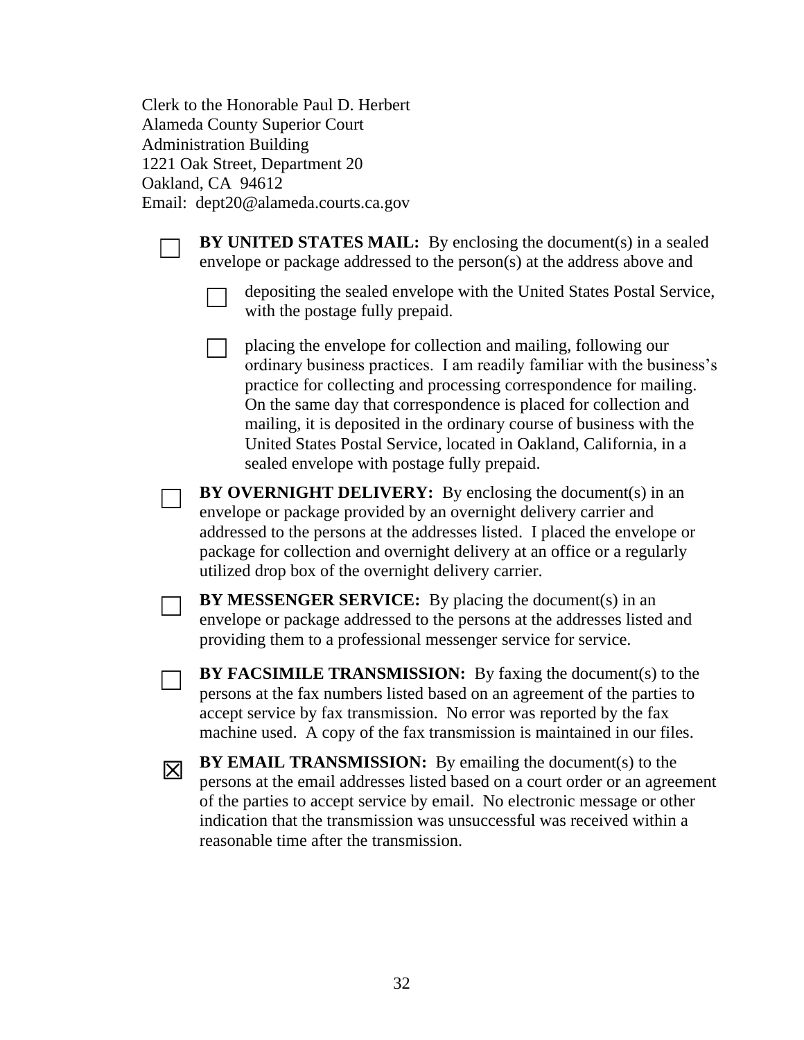Clerk to the Honorable Paul D. Herbert
Alameda County Superior Court
Administration Building
1221 Oak Street, Department 20
Oakland, CA 94612
Email: dept20@alameda.courts.ca.gov

☐ **BY UNITED STATES MAIL:** By enclosing the document(s) in a sealed envelope or package addressed to the person(s) at the address above and

- ☐ depositing the sealed envelope with the United States Postal Service, with the postage fully prepaid.
- ☐ placing the envelope for collection and mailing, following our ordinary business practices. I am readily familiar with the business's practice for collecting and processing correspondence for mailing. On the same day that correspondence is placed for collection and mailing, it is deposited in the ordinary course of business with the United States Postal Service, located in Oakland, California, in a sealed envelope with postage fully prepaid.

☐ **BY OVERNIGHT DELIVERY:** By enclosing the document(s) in an envelope or package provided by an overnight delivery carrier and addressed to the persons at the addresses listed. I placed the envelope or package for collection and overnight delivery at an office or a regularly utilized drop box of the overnight delivery carrier.

☐ **BY MESSENGER SERVICE:** By placing the document(s) in an envelope or package addressed to the persons at the addresses listed and providing them to a professional messenger service for service.

☐ **BY FACSIMILE TRANSMISSION:** By faxing the document(s) to the persons at the fax numbers listed based on an agreement of the parties to accept service by fax transmission. No error was reported by the fax machine used. A copy of the fax transmission is maintained in our files.

☒ **BY EMAIL TRANSMISSION:** By emailing the document(s) to the persons at the email addresses listed based on a court order or an agreement of the parties to accept service by email. No electronic message or other indication that the transmission was unsuccessful was received within a reasonable time after the transmission.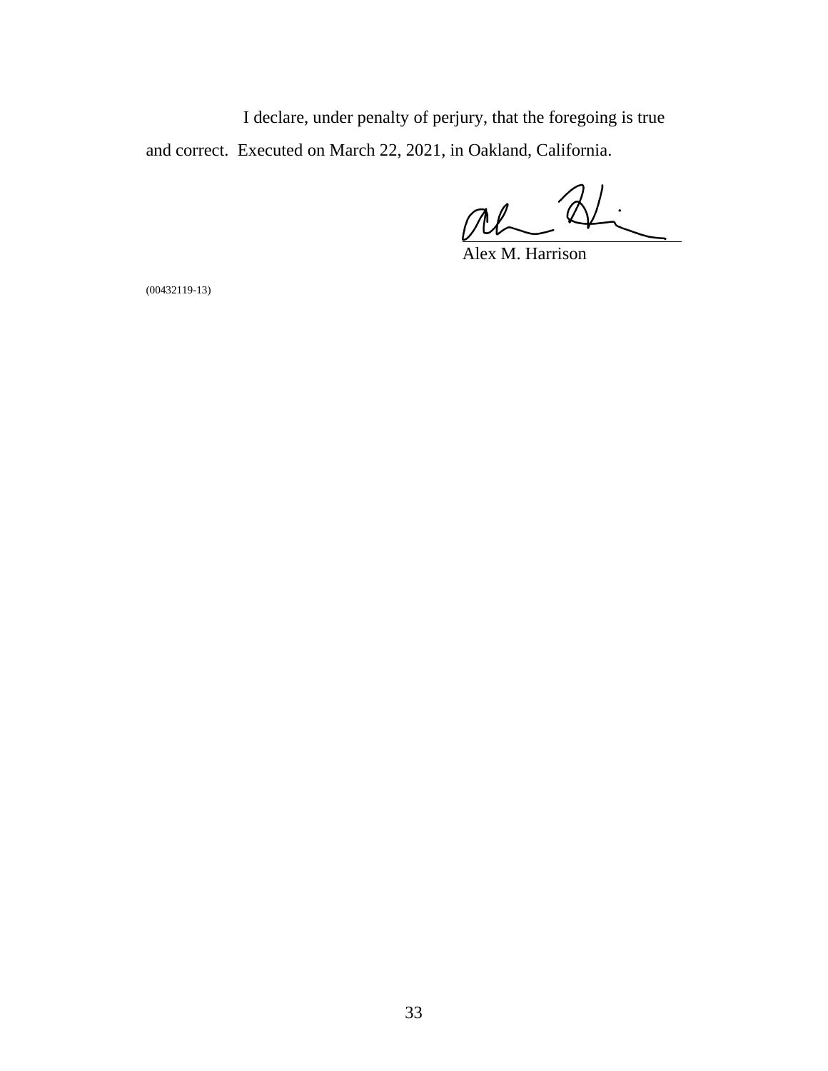I declare, under penalty of perjury, that the foregoing is true and correct. Executed on March 22, 2021, in Oakland, California.

Alex M. Harrison

(00432119-13)